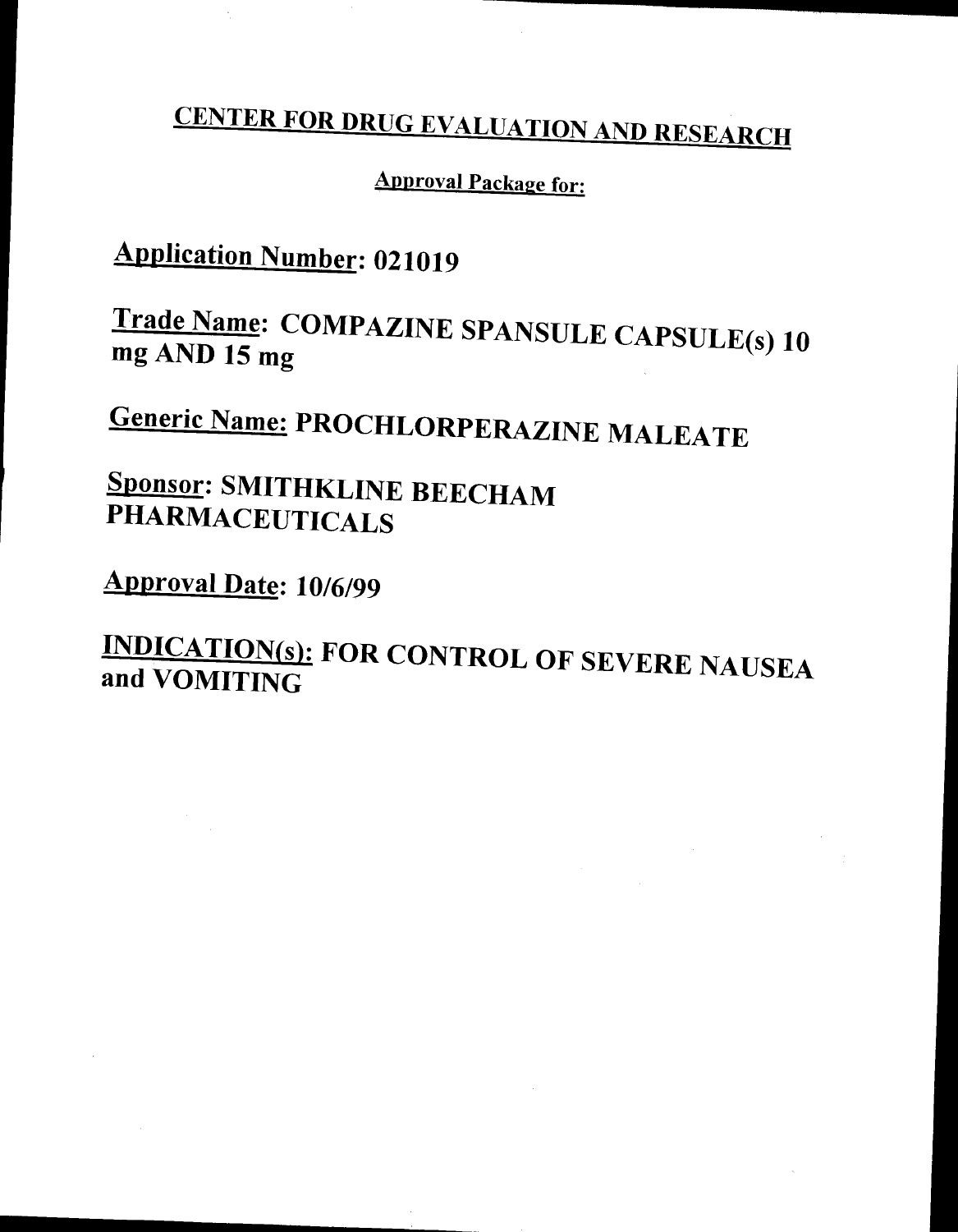# CENTER FOR DRUG EVALUATION AND RESEARCH

## Approval Package for:

**Application Number:** 021019

**Trade Name:** COMPAZINE SPANSULE CAPSULE(s) 10 mg AND 15 mg

**Generic Name:** PROCHLORPERAZINE MALEATE

**Sponsor:** SMITHKLINE BEECHAM PHARMACEUTICALS

**Approval Date:** 10/6/99

**INDICATION(s):** FOR CONTROL OF SEVERE NAUSEA and VOMITING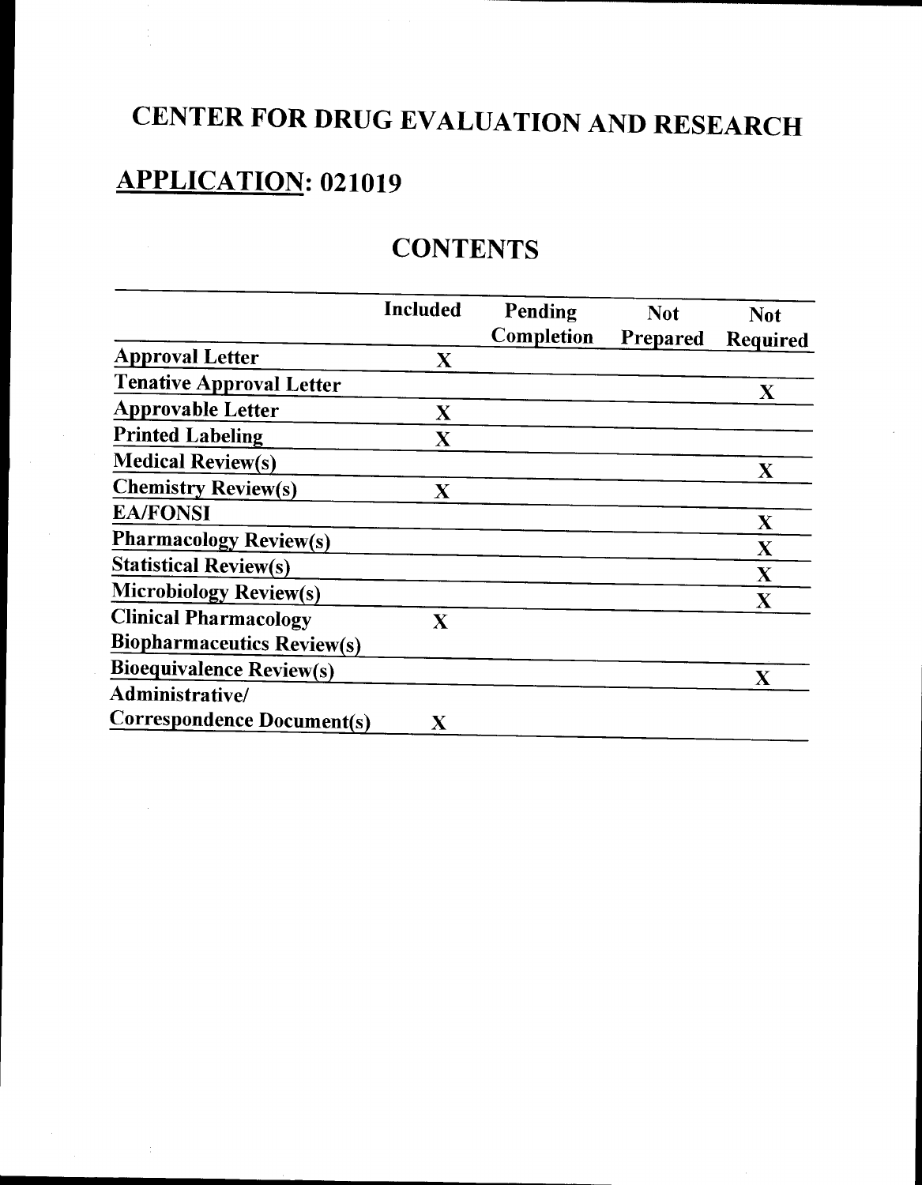# CENTER FOR DRUG EVALUATION AND RESEARCH

## APPLICATION: 021019

## CONTENTS

| | Included | Pending Completion | Not Prepared | Not Required |
|---|---|---|---|---|
| Approval Letter | X | | | |
| Tenative Approval Letter | | | | X |
| Approvable Letter | X | | | |
| Printed Labeling | X | | | |
| Medical Review(s) | | | | X |
| Chemistry Review(s) | X | | | |
| EA/FONSI | | | | X |
| Pharmacology Review(s) | | | | X |
| Statistical Review(s) | | | | X |
| Microbiology Review(s) | | | | X |
| Clinical Pharmacology Biopharmaceutics Review(s) | X | | | |
| Bioequivalence Review(s) | | | | X |
| Administrative/ Correspondence Document(s) | X | | | |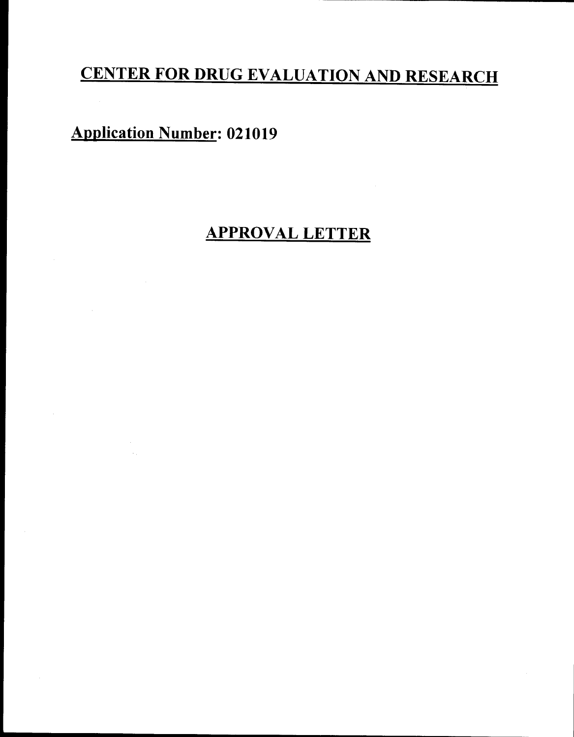# CENTER FOR DRUG EVALUATION AND RESEARCH

**Application Number: 021019**

## APPROVAL LETTER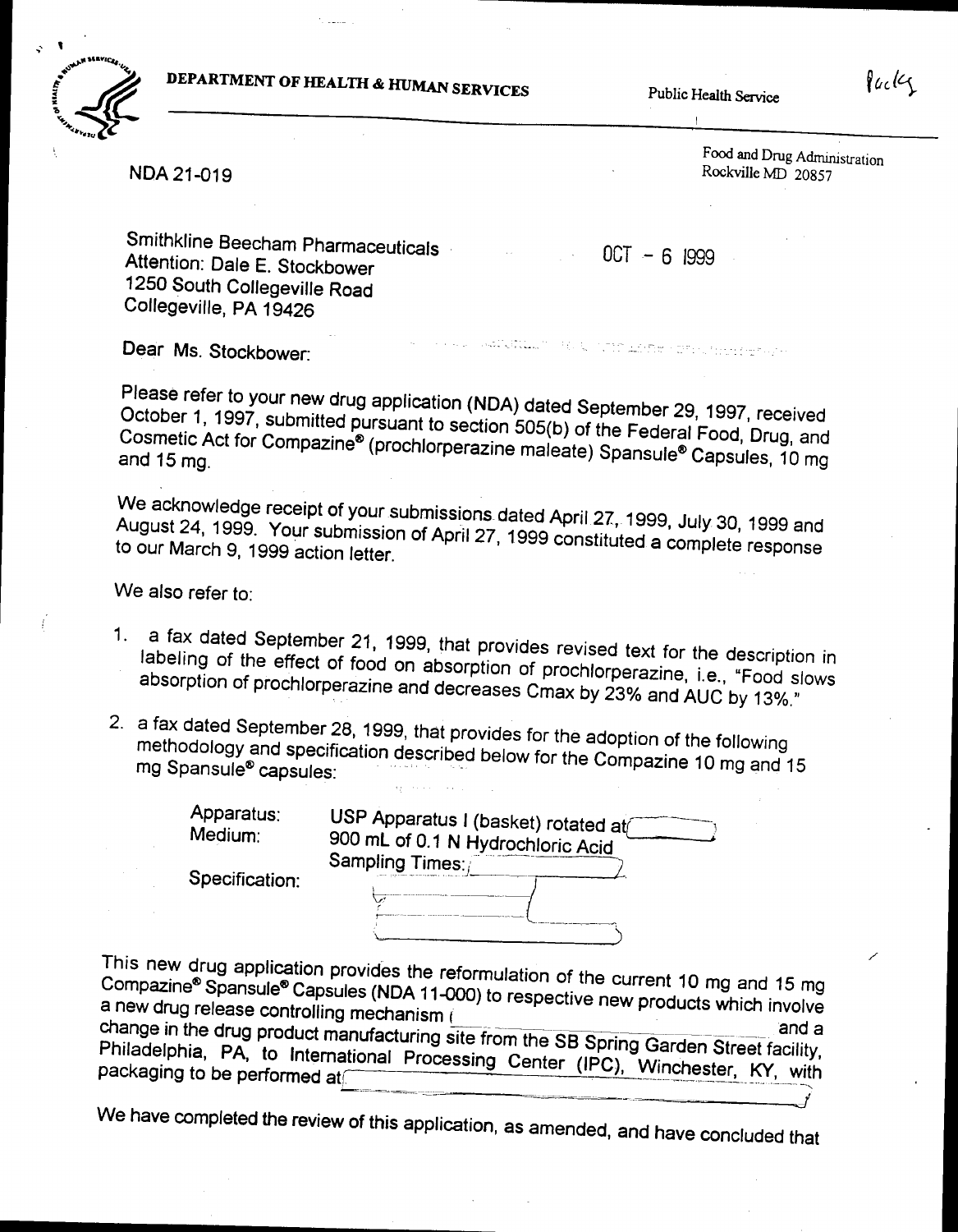DEPARTMENT OF HEALTH & HUMAN SERVICES

Public Health Service

Food and Drug Administration
Rockville MD 20857

NDA 21-019

Smithkline Beecham Pharmaceuticals
Attention: Dale E. Stockbower
1250 South Collegeville Road
Collegeville, PA 19426

OCT - 6 1999

Dear Ms. Stockbower:

Please refer to your new drug application (NDA) dated September 29, 1997, received October 1, 1997, submitted pursuant to section 505(b) of the Federal Food, Drug, and Cosmetic Act for Compazine® (prochlorperazine maleate) Spansule® Capsules, 10 mg and 15 mg.

We acknowledge receipt of your submissions dated April 27, 1999, July 30, 1999 and August 24, 1999. Your submission of April 27, 1999 constituted a complete response to our March 9, 1999 action letter.

We also refer to:

1. a fax dated September 21, 1999, that provides revised text for the description in labeling of the effect of food on absorption of prochlorperazine, i.e., "Food slows absorption of prochlorperazine and decreases Cmax by 23% and AUC by 13%."
2. a fax dated September 28, 1999, that provides for the adoption of the following methodology and specification described below for the Compazine 10 mg and 15 mg Spansule® capsules:

| | |
|---|---|
| Apparatus: | USP Apparatus I (basket) rotated at |
| Medium: | 900 mL of 0.1 N Hydrochloric Acid |
| | Sampling Times: |
| Specification: | |

This new drug application provides the reformulation of the current 10 mg and 15 mg Compazine® Spansule® Capsules (NDA 11-000) to respective new products which involve a new drug release controlling mechanism ( and a change in the drug product manufacturing site from the SB Spring Garden Street facility, Philadelphia, PA, to International Processing Center (IPC), Winchester, KY, with packaging to be performed at

We have completed the review of this application, as amended, and have concluded that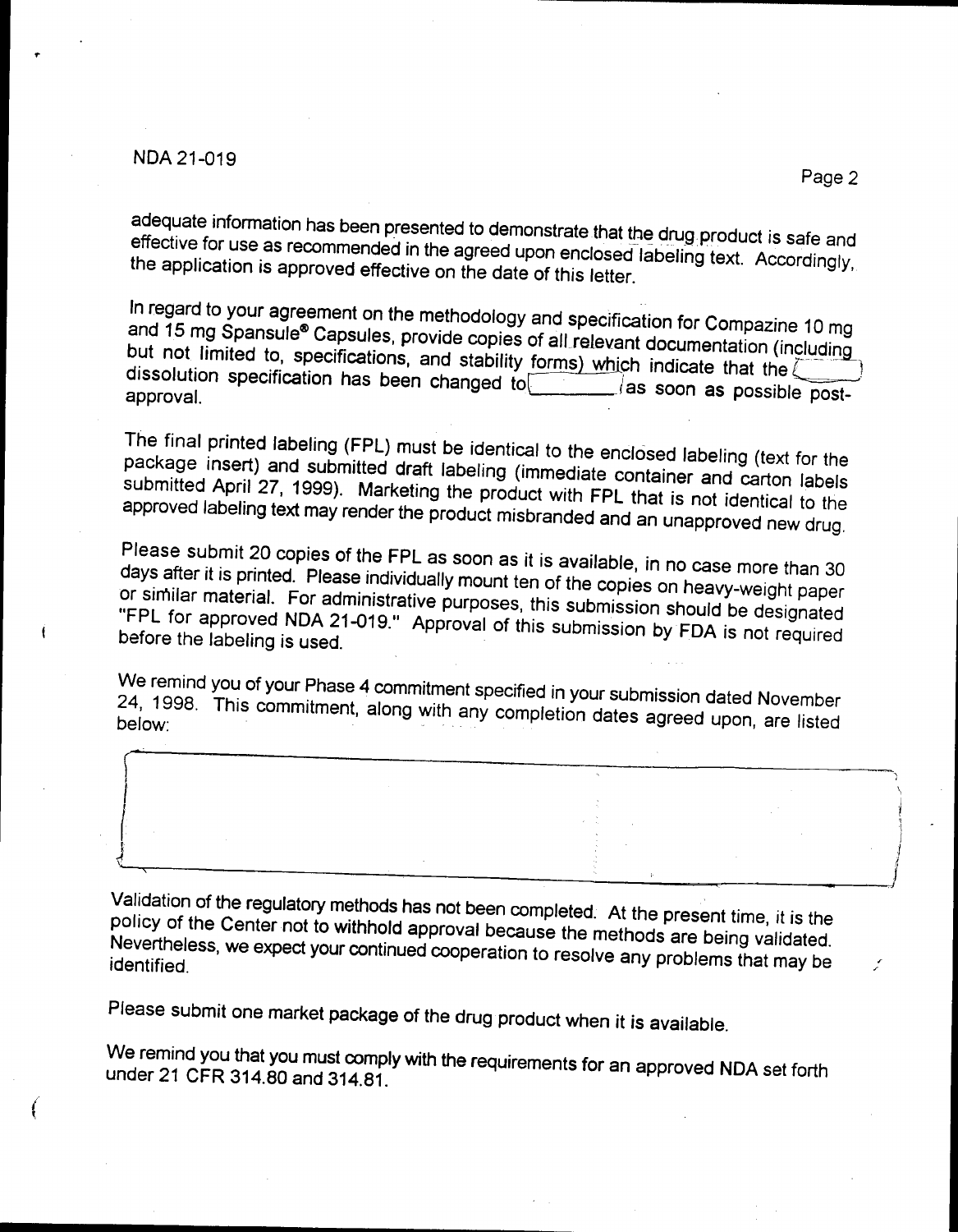adequate information has been presented to demonstrate that the drug product is safe and effective for use as recommended in the agreed upon enclosed labeling text. Accordingly, the application is approved effective on the date of this letter.

In regard to your agreement on the methodology and specification for Compazine 10 mg and 15 mg Spansule® Capsules, provide copies of all relevant documentation (including but not limited to, specifications, and stability forms) which indicate that the [ ] dissolution specification has been changed to [ ] as soon as possible post-approval.

The final printed labeling (FPL) must be identical to the enclosed labeling (text for the package insert) and submitted draft labeling (immediate container and carton labels submitted April 27, 1999). Marketing the product with FPL that is not identical to the approved labeling text may render the product misbranded and an unapproved new drug.

Please submit 20 copies of the FPL as soon as it is available, in no case more than 30 days after it is printed. Please individually mount ten of the copies on heavy-weight paper or similar material. For administrative purposes, this submission should be designated "FPL for approved NDA 21-019." Approval of this submission by FDA is not required before the labeling is used.

We remind you of your Phase 4 commitment specified in your submission dated November 24, 1998. This commitment, along with any completion dates agreed upon, are listed below:

[ ]

Validation of the regulatory methods has not been completed. At the present time, it is the policy of the Center not to withhold approval because the methods are being validated. Nevertheless, we expect your continued cooperation to resolve any problems that may be identified.

Please submit one market package of the drug product when it is available.

We remind you that you must comply with the requirements for an approved NDA set forth under 21 CFR 314.80 and 314.81.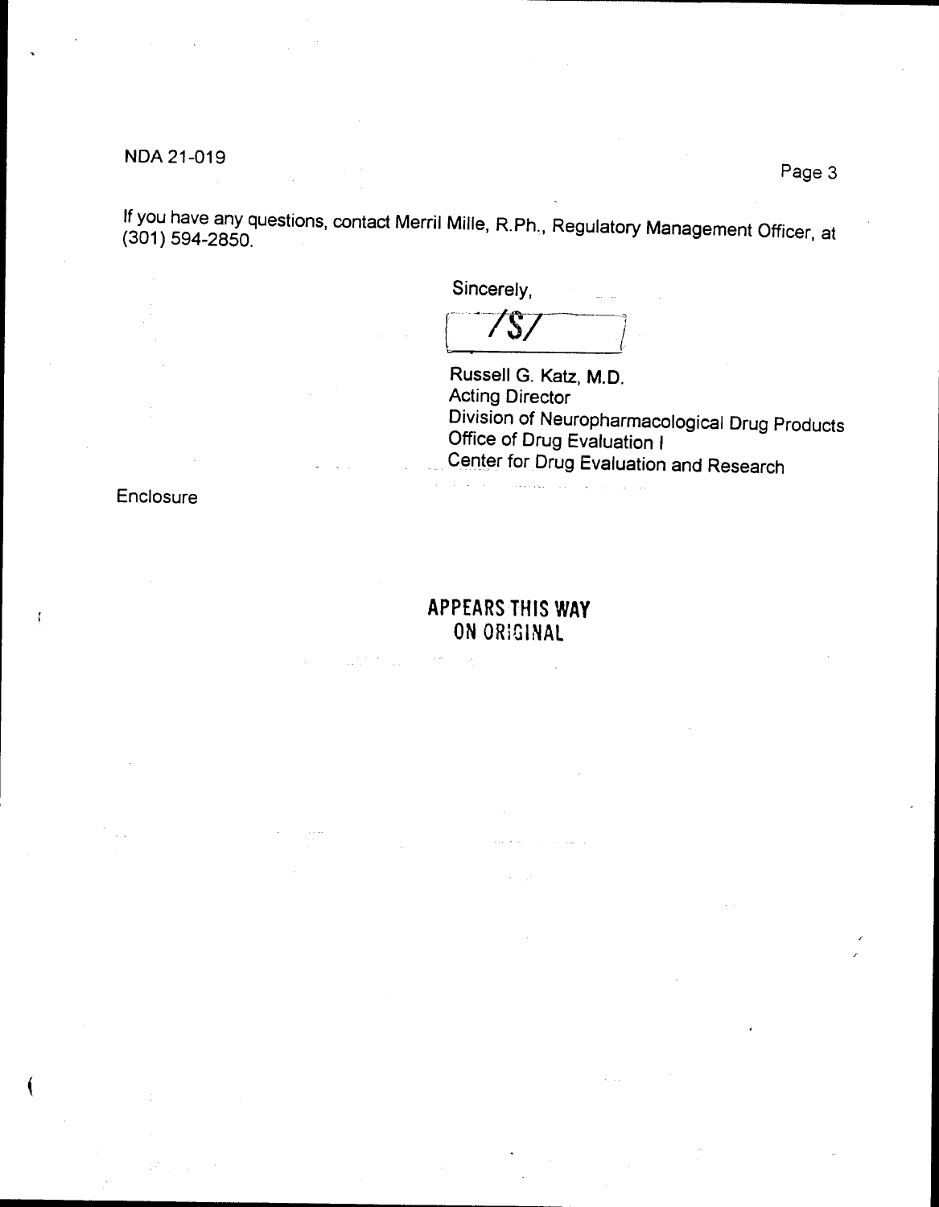If you have any questions, contact Merril Mille, R.Ph., Regulatory Management Officer, at (301) 594-2850.

Sincerely,

/S/

Russell G. Katz, M.D.
Acting Director
Division of Neuropharmacological Drug Products
Office of Drug Evaluation I
Center for Drug Evaluation and Research

Enclosure

APPEARS THIS WAY
ON ORIGINAL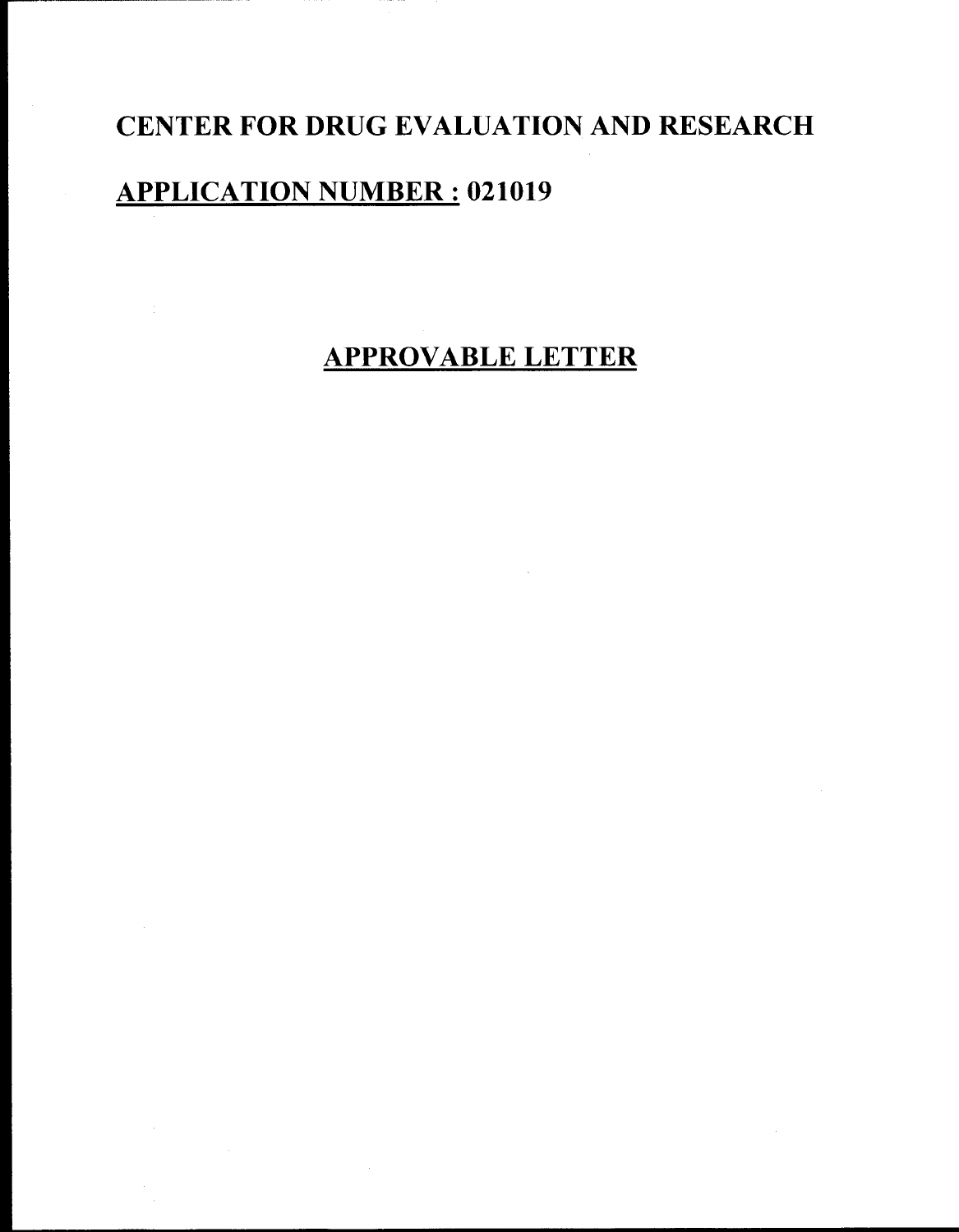# CENTER FOR DRUG EVALUATION AND RESEARCH

## APPLICATION NUMBER : 021019

## APPROVABLE LETTER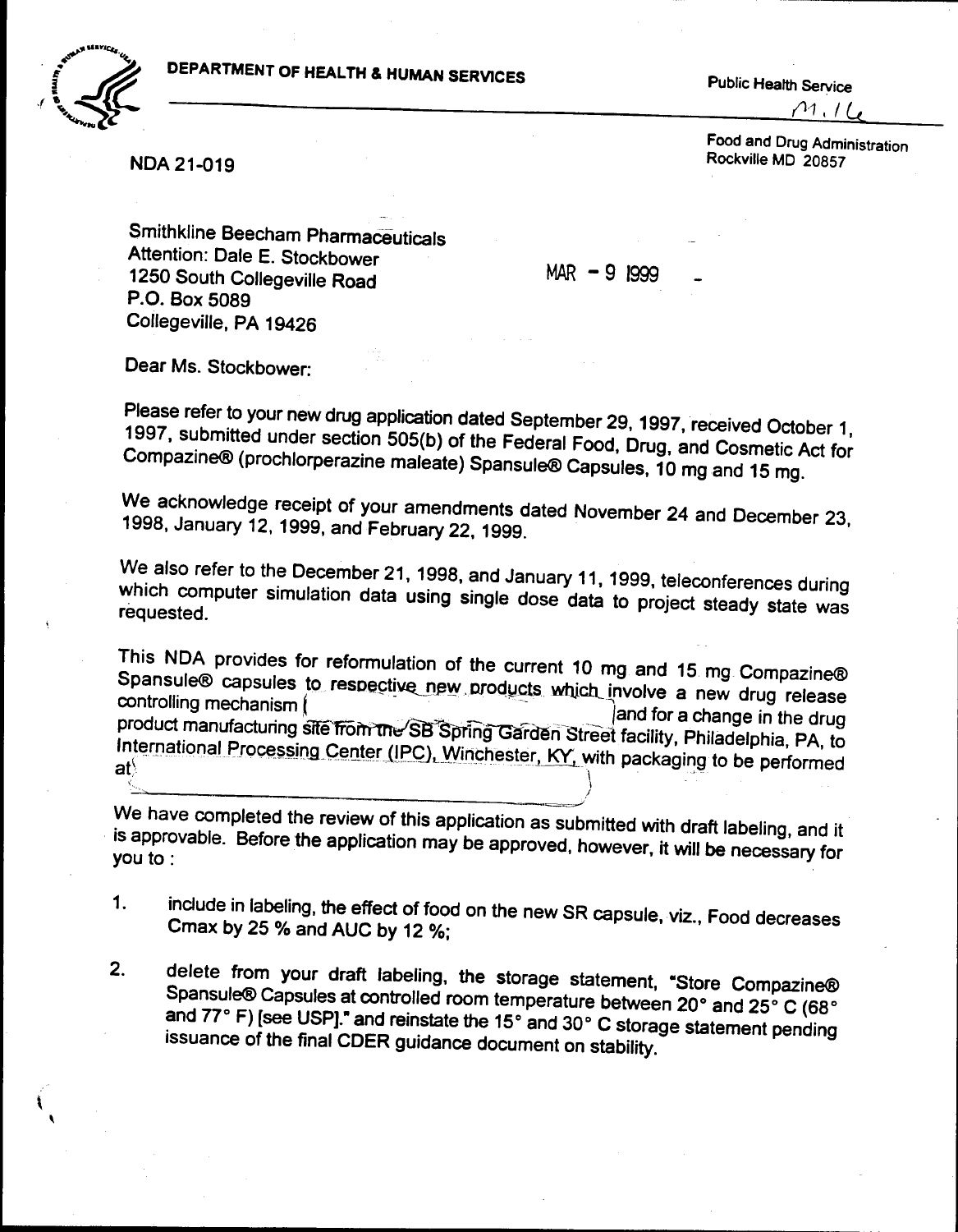DEPARTMENT OF HEALTH & HUMAN SERVICES

Public Health Service

M.16

Food and Drug Administration
Rockville MD 20857

NDA 21-019

Smithkline Beecham Pharmaceuticals
Attention: Dale E. Stockbower
1250 South Collegeville Road
P.O. Box 5089
Collegeville, PA 19426

MAR - 9 1999

Dear Ms. Stockbower:

Please refer to your new drug application dated September 29, 1997, received October 1, 1997, submitted under section 505(b) of the Federal Food, Drug, and Cosmetic Act for Compazine® (prochlorperazine maleate) Spansule® Capsules, 10 mg and 15 mg.

We acknowledge receipt of your amendments dated November 24 and December 23, 1998, January 12, 1999, and February 22, 1999.

We also refer to the December 21, 1998, and January 11, 1999, teleconferences during which computer simulation data using single dose data to project steady state was requested.

This NDA provides for reformulation of the current 10 mg and 15 mg Compazine® Spansule® capsules to respective new products which involve a new drug release controlling mechanism ( ) and for a change in the drug product manufacturing site from the SB Spring Garden Street facility, Philadelphia, PA, to International Processing Center (IPC), Winchester, KY, with packaging to be performed at ( )

We have completed the review of this application as submitted with draft labeling, and it is approvable. Before the application may be approved, however, it will be necessary for you to :

1. include in labeling, the effect of food on the new SR capsule, viz., Food decreases Cmax by 25 % and AUC by 12 %;

2. delete from your draft labeling, the storage statement, "Store Compazine® Spansule® Capsules at controlled room temperature between 20° and 25° C (68° and 77° F) [see USP]." and reinstate the 15° and 30° C storage statement pending issuance of the final CDER guidance document on stability.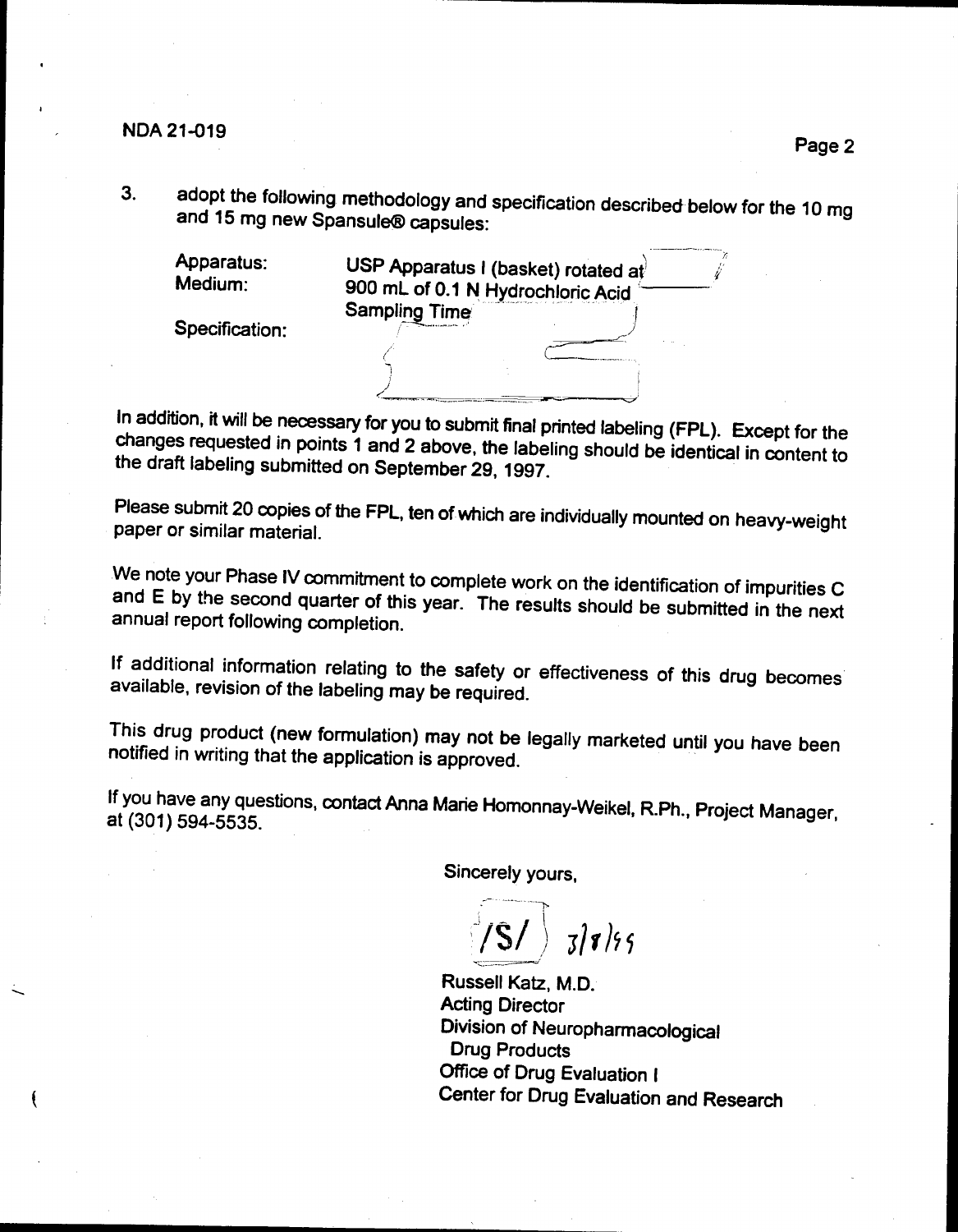NDA 21-019

3. adopt the following methodology and specification described below for the 10 mg and 15 mg new Spansule® capsules:

| | |
|---|---|
| Apparatus: | USP Apparatus I (basket) rotated at |
| Medium: | 900 mL of 0.1 N Hydrochloric Acid |
| | Sampling Time |
| Specification: | |

In addition, it will be necessary for you to submit final printed labeling (FPL). Except for the changes requested in points 1 and 2 above, the labeling should be identical in content to the draft labeling submitted on September 29, 1997.

Please submit 20 copies of the FPL, ten of which are individually mounted on heavy-weight paper or similar material.

We note your Phase IV commitment to complete work on the identification of impurities C and E by the second quarter of this year. The results should be submitted in the next annual report following completion.

If additional information relating to the safety or effectiveness of this drug becomes available, revision of the labeling may be required.

This drug product (new formulation) may not be legally marketed until you have been notified in writing that the application is approved.

If you have any questions, contact Anna Marie Homonnay-Weikel, R.Ph., Project Manager, at (301) 594-5535.

Sincerely yours,

/S/ 3/8/99

Russell Katz, M.D.
Acting Director
Division of Neuropharmacological
Drug Products
Office of Drug Evaluation I
Center for Drug Evaluation and Research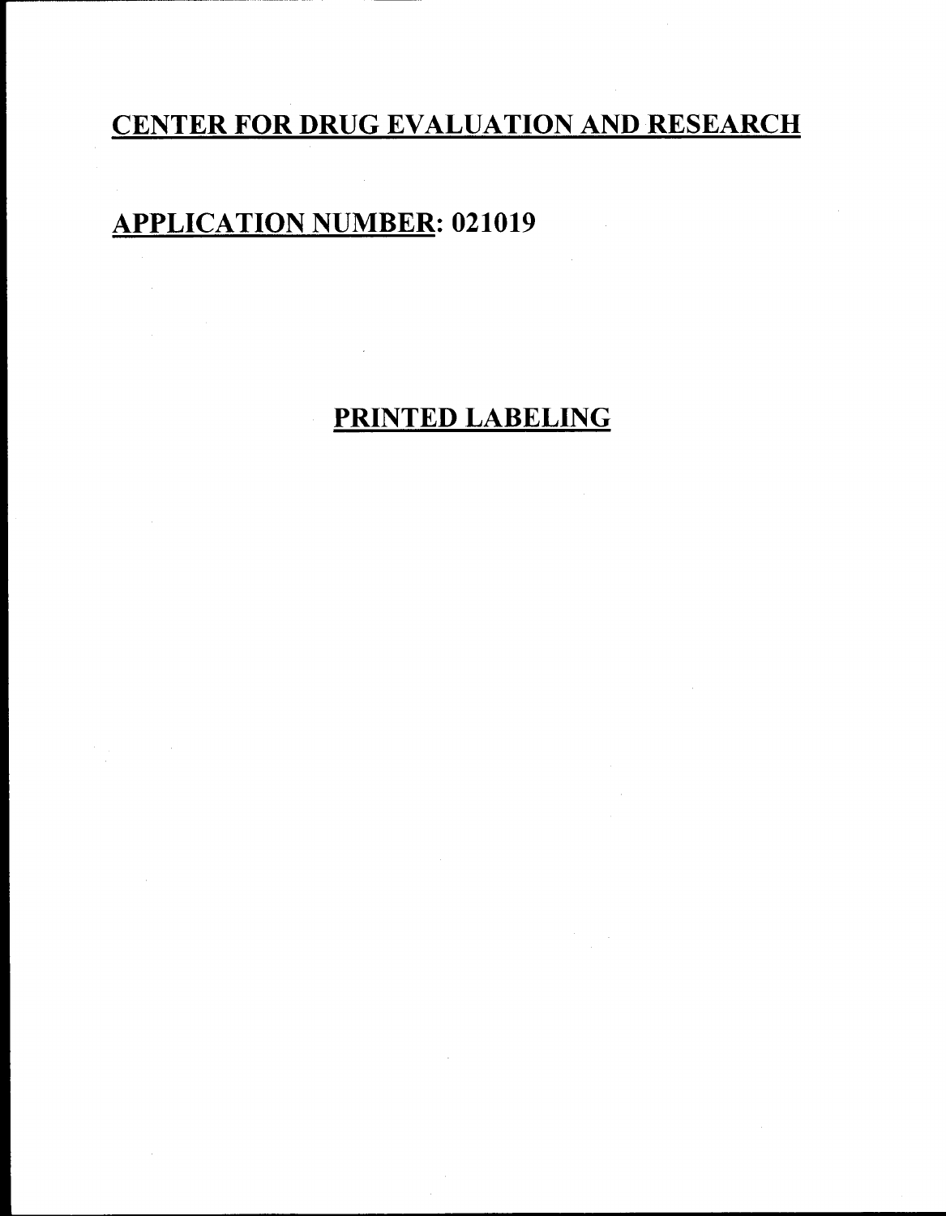# CENTER FOR DRUG EVALUATION AND RESEARCH

## APPLICATION NUMBER: 021019

## PRINTED LABELING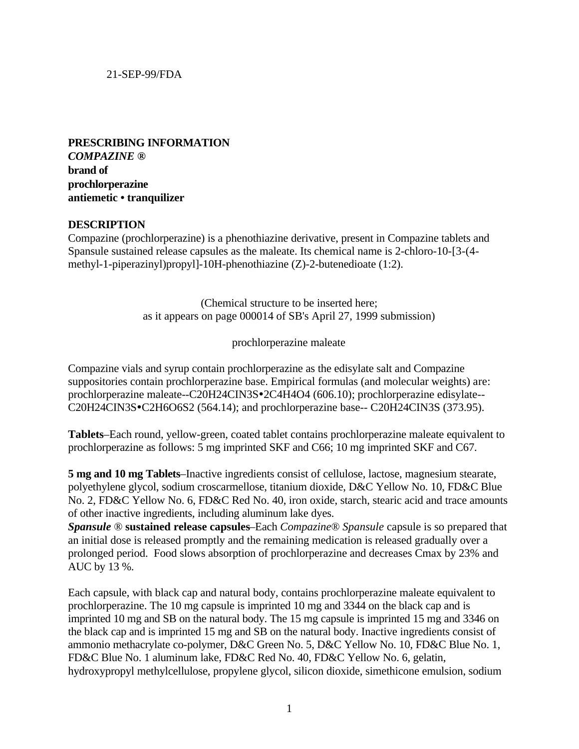21-SEP-99/FDA

**PRESCRIBING INFORMATION**
***COMPAZINE ®***
**brand of**
**prochlorperazine**
**antiemetic • tranquilizer**

**DESCRIPTION**
Compazine (prochlorperazine) is a phenothiazine derivative, present in Compazine tablets and Spansule sustained release capsules as the maleate. Its chemical name is 2-chloro-10-[3-(4-methyl-1-piperazinyl)propyl]-10H-phenothiazine (Z)-2-butenedioate (1:2).

(Chemical structure to be inserted here;
as it appears on page 000014 of SB's April 27, 1999 submission)

prochlorperazine maleate

Compazine vials and syrup contain prochlorperazine as the edisylate salt and Compazine suppositories contain prochlorperazine base. Empirical formulas (and molecular weights) are: prochlorperazine maleate--$C_{20}H_{24}ClN_3S \bullet 2C_4H_4O_4$ (606.10); prochlorperazine edisylate--$C_{20}H_{24}ClN_3S \bullet C_2H_6O_6S_2$ (564.14); and prochlorperazine base-- $C_{20}H_{24}ClN_3S$ (373.95).

**Tablets**–Each round, yellow-green, coated tablet contains prochlorperazine maleate equivalent to prochlorperazine as follows: 5 mg imprinted SKF and C66; 10 mg imprinted SKF and C67.

**5 mg and 10 mg Tablets**–Inactive ingredients consist of cellulose, lactose, magnesium stearate, polyethylene glycol, sodium croscarmellose, titanium dioxide, D&C Yellow No. 10, FD&C Blue No. 2, FD&C Yellow No. 6, FD&C Red No. 40, iron oxide, starch, stearic acid and trace amounts of other inactive ingredients, including aluminum lake dyes.
***Spansule*** ® **sustained release capsules**–Each *Compazine® Spansule* capsule is so prepared that an initial dose is released promptly and the remaining medication is released gradually over a prolonged period. Food slows absorption of prochlorperazine and decreases Cmax by 23% and AUC by 13 %.

Each capsule, with black cap and natural body, contains prochlorperazine maleate equivalent to prochlorperazine. The 10 mg capsule is imprinted 10 mg and 3344 on the black cap and is imprinted 10 mg and SB on the natural body. The 15 mg capsule is imprinted 15 mg and 3346 on the black cap and is imprinted 15 mg and SB on the natural body. Inactive ingredients consist of ammonio methacrylate co-polymer, D&C Green No. 5, D&C Yellow No. 10, FD&C Blue No. 1, FD&C Blue No. 1 aluminum lake, FD&C Red No. 40, FD&C Yellow No. 6, gelatin, hydroxypropyl methylcellulose, propylene glycol, silicon dioxide, simethicone emulsion, sodium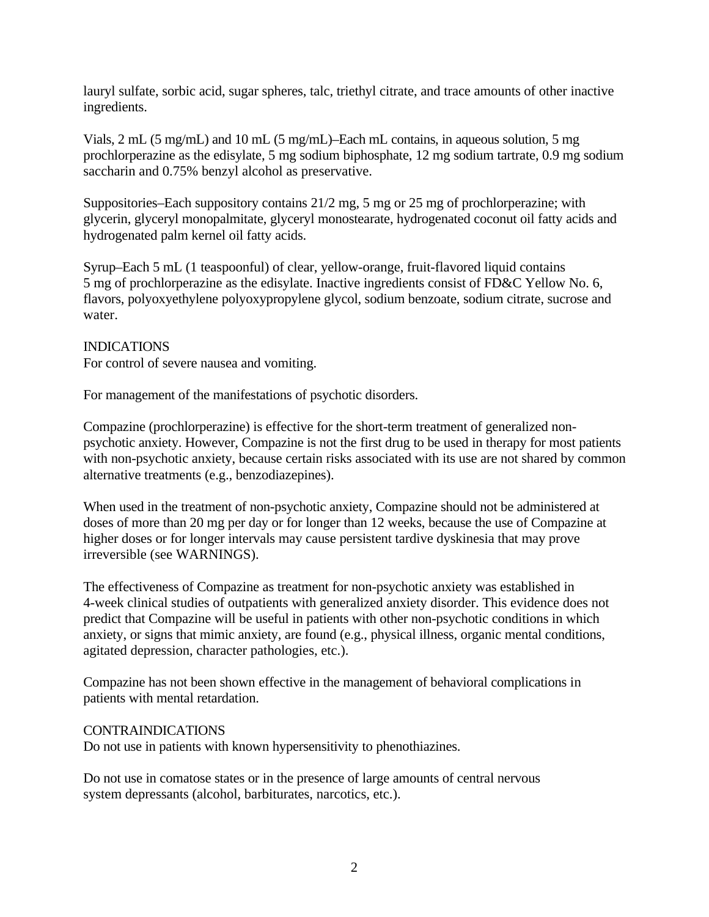lauryl sulfate, sorbic acid, sugar spheres, talc, triethyl citrate, and trace amounts of other inactive ingredients.

Vials, 2 mL (5 mg/mL) and 10 mL (5 mg/mL)–Each mL contains, in aqueous solution, 5 mg prochlorperazine as the edisylate, 5 mg sodium biphosphate, 12 mg sodium tartrate, 0.9 mg sodium saccharin and 0.75% benzyl alcohol as preservative.

Suppositories–Each suppository contains 21/2 mg, 5 mg or 25 mg of prochlorperazine; with glycerin, glyceryl monopalmitate, glyceryl monostearate, hydrogenated coconut oil fatty acids and hydrogenated palm kernel oil fatty acids.

Syrup–Each 5 mL (1 teaspoonful) of clear, yellow-orange, fruit-flavored liquid contains 5 mg of prochlorperazine as the edisylate. Inactive ingredients consist of FD&C Yellow No. 6, flavors, polyoxyethylene polyoxypropylene glycol, sodium benzoate, sodium citrate, sucrose and water.

## INDICATIONS

For control of severe nausea and vomiting.

For management of the manifestations of psychotic disorders.

Compazine (prochlorperazine) is effective for the short-term treatment of generalized non-psychotic anxiety. However, Compazine is not the first drug to be used in therapy for most patients with non-psychotic anxiety, because certain risks associated with its use are not shared by common alternative treatments (e.g., benzodiazepines).

When used in the treatment of non-psychotic anxiety, Compazine should not be administered at doses of more than 20 mg per day or for longer than 12 weeks, because the use of Compazine at higher doses or for longer intervals may cause persistent tardive dyskinesia that may prove irreversible (see WARNINGS).

The effectiveness of Compazine as treatment for non-psychotic anxiety was established in 4-week clinical studies of outpatients with generalized anxiety disorder. This evidence does not predict that Compazine will be useful in patients with other non-psychotic conditions in which anxiety, or signs that mimic anxiety, are found (e.g., physical illness, organic mental conditions, agitated depression, character pathologies, etc.).

Compazine has not been shown effective in the management of behavioral complications in patients with mental retardation.

## CONTRAINDICATIONS

Do not use in patients with known hypersensitivity to phenothiazines.

Do not use in comatose states or in the presence of large amounts of central nervous system depressants (alcohol, barbiturates, narcotics, etc.).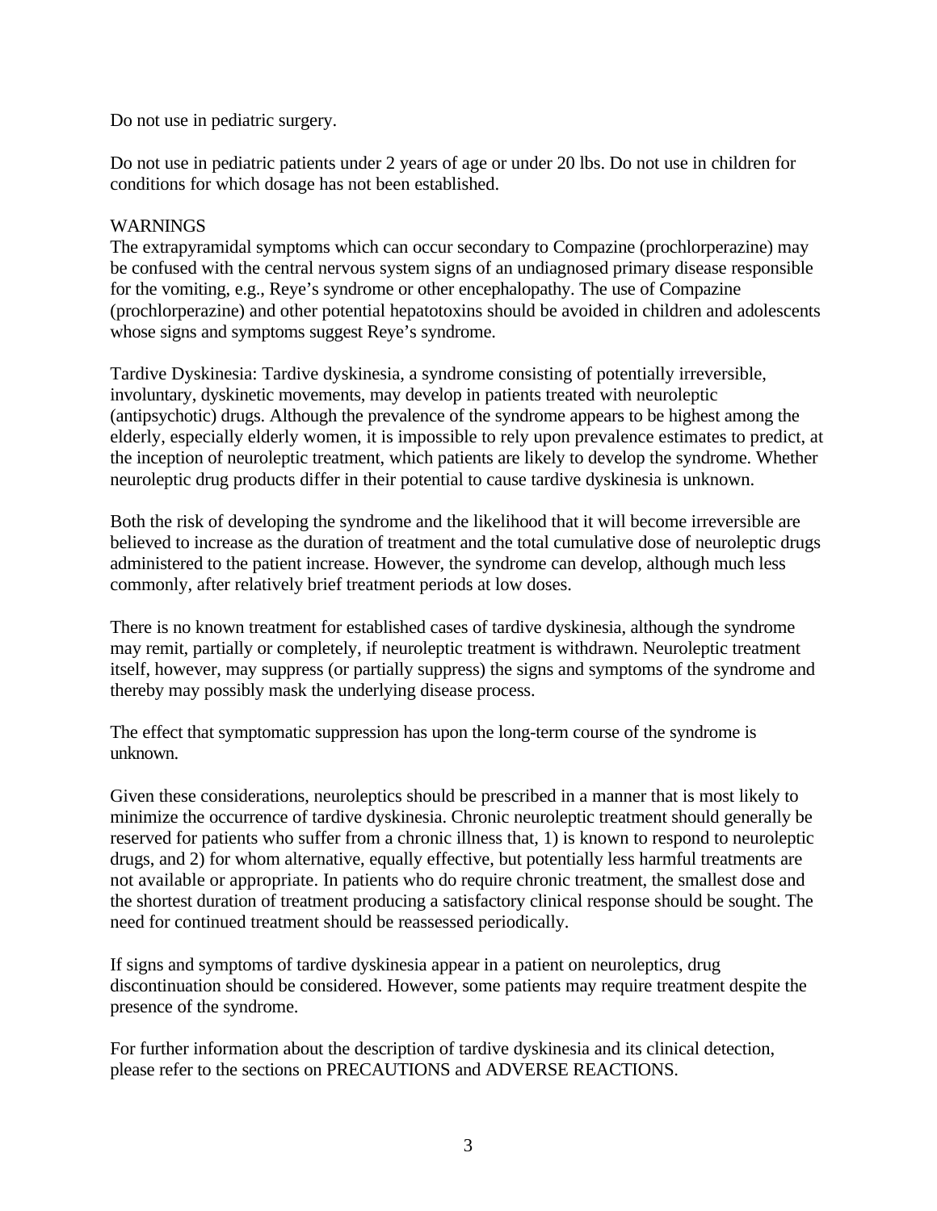Do not use in pediatric surgery.

Do not use in pediatric patients under 2 years of age or under 20 lbs. Do not use in children for conditions for which dosage has not been established.

## WARNINGS

The extrapyramidal symptoms which can occur secondary to Compazine (prochlorperazine) may be confused with the central nervous system signs of an undiagnosed primary disease responsible for the vomiting, e.g., Reye's syndrome or other encephalopathy. The use of Compazine (prochlorperazine) and other potential hepatotoxins should be avoided in children and adolescents whose signs and symptoms suggest Reye's syndrome.

Tardive Dyskinesia: Tardive dyskinesia, a syndrome consisting of potentially irreversible, involuntary, dyskinetic movements, may develop in patients treated with neuroleptic (antipsychotic) drugs. Although the prevalence of the syndrome appears to be highest among the elderly, especially elderly women, it is impossible to rely upon prevalence estimates to predict, at the inception of neuroleptic treatment, which patients are likely to develop the syndrome. Whether neuroleptic drug products differ in their potential to cause tardive dyskinesia is unknown.

Both the risk of developing the syndrome and the likelihood that it will become irreversible are believed to increase as the duration of treatment and the total cumulative dose of neuroleptic drugs administered to the patient increase. However, the syndrome can develop, although much less commonly, after relatively brief treatment periods at low doses.

There is no known treatment for established cases of tardive dyskinesia, although the syndrome may remit, partially or completely, if neuroleptic treatment is withdrawn. Neuroleptic treatment itself, however, may suppress (or partially suppress) the signs and symptoms of the syndrome and thereby may possibly mask the underlying disease process.

The effect that symptomatic suppression has upon the long-term course of the syndrome is unknown.

Given these considerations, neuroleptics should be prescribed in a manner that is most likely to minimize the occurrence of tardive dyskinesia. Chronic neuroleptic treatment should generally be reserved for patients who suffer from a chronic illness that, 1) is known to respond to neuroleptic drugs, and 2) for whom alternative, equally effective, but potentially less harmful treatments are not available or appropriate. In patients who do require chronic treatment, the smallest dose and the shortest duration of treatment producing a satisfactory clinical response should be sought. The need for continued treatment should be reassessed periodically.

If signs and symptoms of tardive dyskinesia appear in a patient on neuroleptics, drug discontinuation should be considered. However, some patients may require treatment despite the presence of the syndrome.

For further information about the description of tardive dyskinesia and its clinical detection, please refer to the sections on PRECAUTIONS and ADVERSE REACTIONS.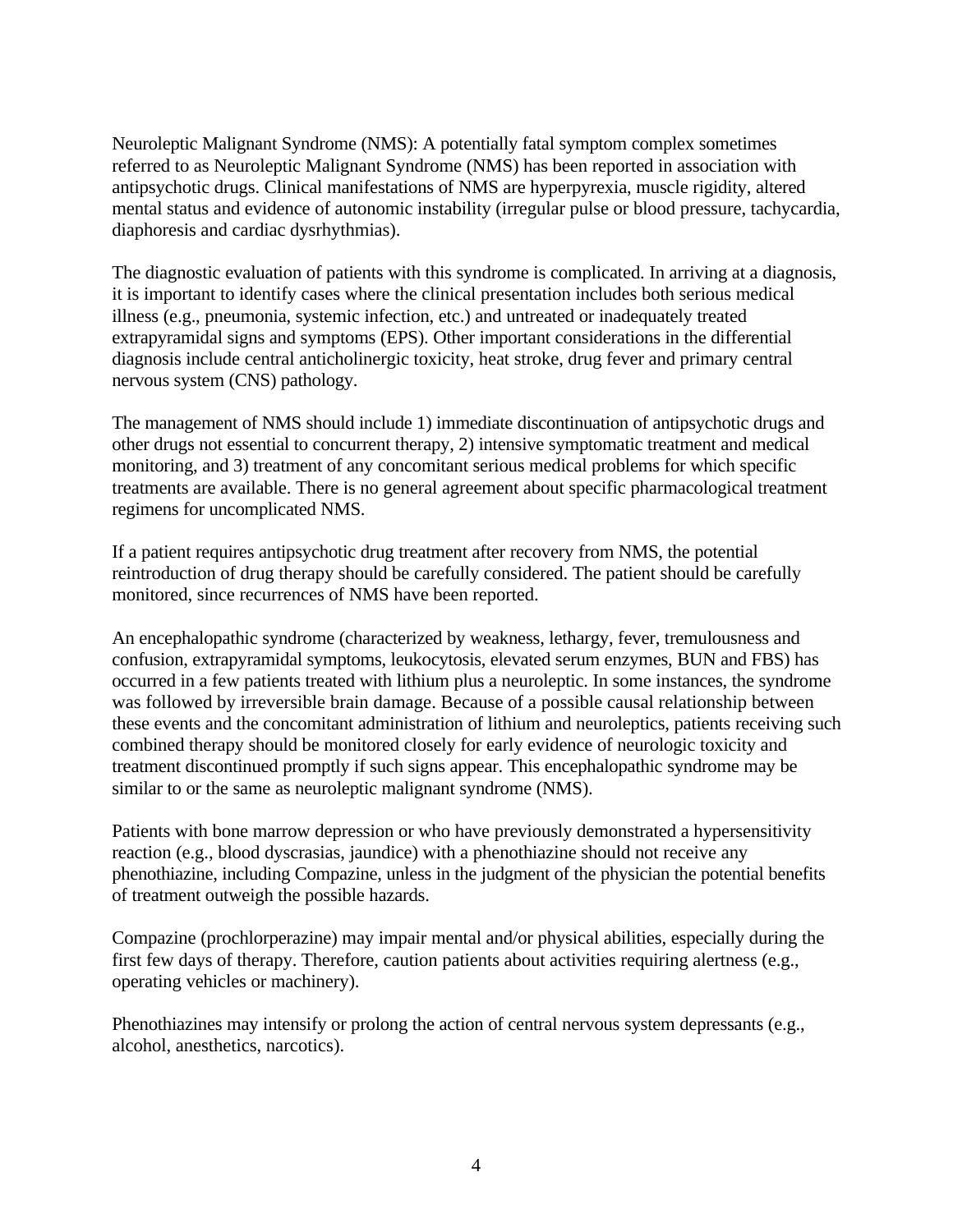Neuroleptic Malignant Syndrome (NMS): A potentially fatal symptom complex sometimes referred to as Neuroleptic Malignant Syndrome (NMS) has been reported in association with antipsychotic drugs. Clinical manifestations of NMS are hyperpyrexia, muscle rigidity, altered mental status and evidence of autonomic instability (irregular pulse or blood pressure, tachycardia, diaphoresis and cardiac dysrhythmias).

The diagnostic evaluation of patients with this syndrome is complicated. In arriving at a diagnosis, it is important to identify cases where the clinical presentation includes both serious medical illness (e.g., pneumonia, systemic infection, etc.) and untreated or inadequately treated extrapyramidal signs and symptoms (EPS). Other important considerations in the differential diagnosis include central anticholinergic toxicity, heat stroke, drug fever and primary central nervous system (CNS) pathology.

The management of NMS should include 1) immediate discontinuation of antipsychotic drugs and other drugs not essential to concurrent therapy, 2) intensive symptomatic treatment and medical monitoring, and 3) treatment of any concomitant serious medical problems for which specific treatments are available. There is no general agreement about specific pharmacological treatment regimens for uncomplicated NMS.

If a patient requires antipsychotic drug treatment after recovery from NMS, the potential reintroduction of drug therapy should be carefully considered. The patient should be carefully monitored, since recurrences of NMS have been reported.

An encephalopathic syndrome (characterized by weakness, lethargy, fever, tremulousness and confusion, extrapyramidal symptoms, leukocytosis, elevated serum enzymes, BUN and FBS) has occurred in a few patients treated with lithium plus a neuroleptic. In some instances, the syndrome was followed by irreversible brain damage. Because of a possible causal relationship between these events and the concomitant administration of lithium and neuroleptics, patients receiving such combined therapy should be monitored closely for early evidence of neurologic toxicity and treatment discontinued promptly if such signs appear. This encephalopathic syndrome may be similar to or the same as neuroleptic malignant syndrome (NMS).

Patients with bone marrow depression or who have previously demonstrated a hypersensitivity reaction (e.g., blood dyscrasias, jaundice) with a phenothiazine should not receive any phenothiazine, including Compazine, unless in the judgment of the physician the potential benefits of treatment outweigh the possible hazards.

Compazine (prochlorperazine) may impair mental and/or physical abilities, especially during the first few days of therapy. Therefore, caution patients about activities requiring alertness (e.g., operating vehicles or machinery).

Phenothiazines may intensify or prolong the action of central nervous system depressants (e.g., alcohol, anesthetics, narcotics).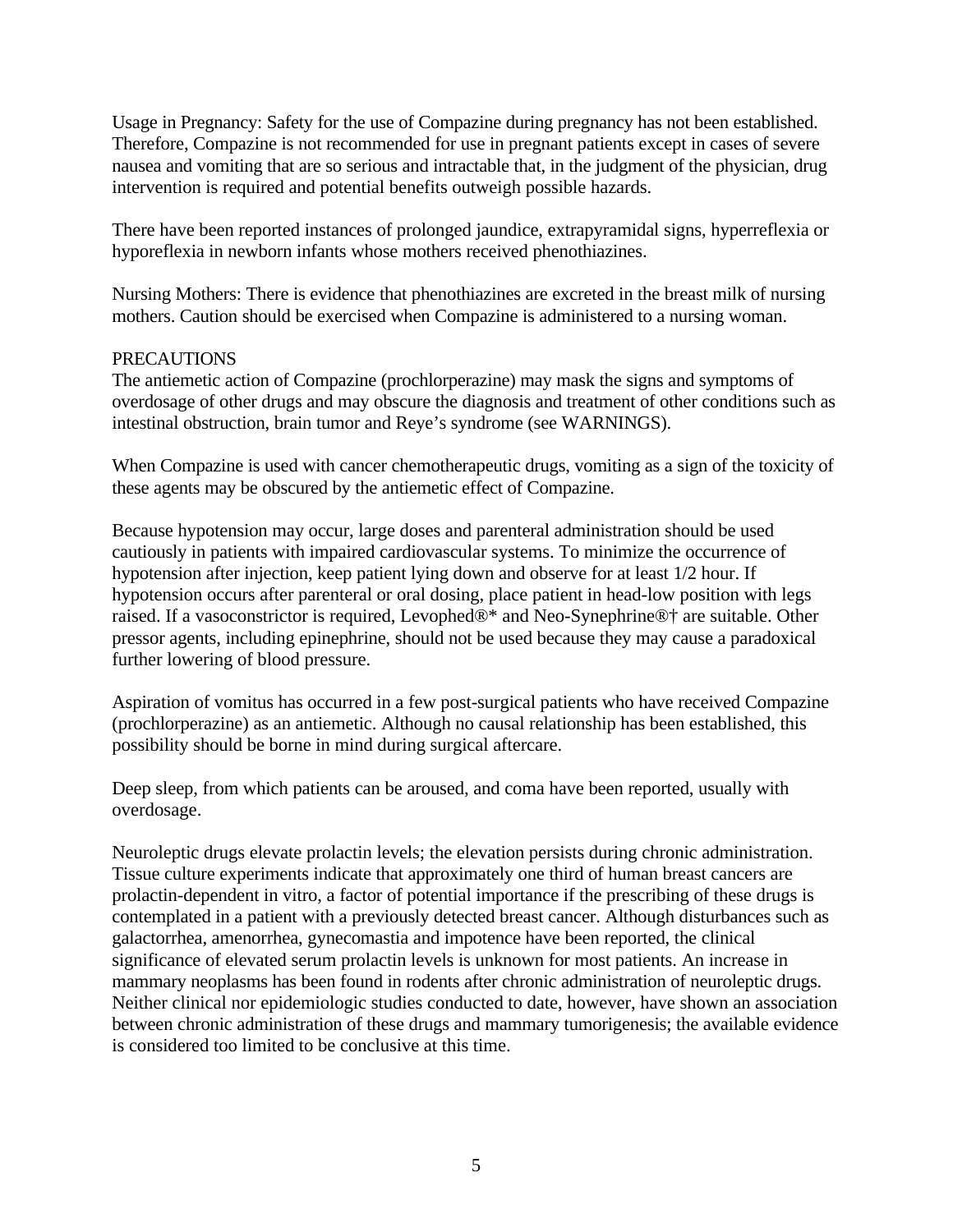Usage in Pregnancy: Safety for the use of Compazine during pregnancy has not been established. Therefore, Compazine is not recommended for use in pregnant patients except in cases of severe nausea and vomiting that are so serious and intractable that, in the judgment of the physician, drug intervention is required and potential benefits outweigh possible hazards.

There have been reported instances of prolonged jaundice, extrapyramidal signs, hyperreflexia or hyporeflexia in newborn infants whose mothers received phenothiazines.

Nursing Mothers: There is evidence that phenothiazines are excreted in the breast milk of nursing mothers. Caution should be exercised when Compazine is administered to a nursing woman.

## PRECAUTIONS

The antiemetic action of Compazine (prochlorperazine) may mask the signs and symptoms of overdosage of other drugs and may obscure the diagnosis and treatment of other conditions such as intestinal obstruction, brain tumor and Reye's syndrome (see WARNINGS).

When Compazine is used with cancer chemotherapeutic drugs, vomiting as a sign of the toxicity of these agents may be obscured by the antiemetic effect of Compazine.

Because hypotension may occur, large doses and parenteral administration should be used cautiously in patients with impaired cardiovascular systems. To minimize the occurrence of hypotension after injection, keep patient lying down and observe for at least 1/2 hour. If hypotension occurs after parenteral or oral dosing, place patient in head-low position with legs raised. If a vasoconstrictor is required, Levophed®* and Neo-Synephrine®† are suitable. Other pressor agents, including epinephrine, should not be used because they may cause a paradoxical further lowering of blood pressure.

Aspiration of vomitus has occurred in a few post-surgical patients who have received Compazine (prochlorperazine) as an antiemetic. Although no causal relationship has been established, this possibility should be borne in mind during surgical aftercare.

Deep sleep, from which patients can be aroused, and coma have been reported, usually with overdosage.

Neuroleptic drugs elevate prolactin levels; the elevation persists during chronic administration. Tissue culture experiments indicate that approximately one third of human breast cancers are prolactin-dependent in vitro, a factor of potential importance if the prescribing of these drugs is contemplated in a patient with a previously detected breast cancer. Although disturbances such as galactorrhea, amenorrhea, gynecomastia and impotence have been reported, the clinical significance of elevated serum prolactin levels is unknown for most patients. An increase in mammary neoplasms has been found in rodents after chronic administration of neuroleptic drugs. Neither clinical nor epidemiologic studies conducted to date, however, have shown an association between chronic administration of these drugs and mammary tumorigenesis; the available evidence is considered too limited to be conclusive at this time.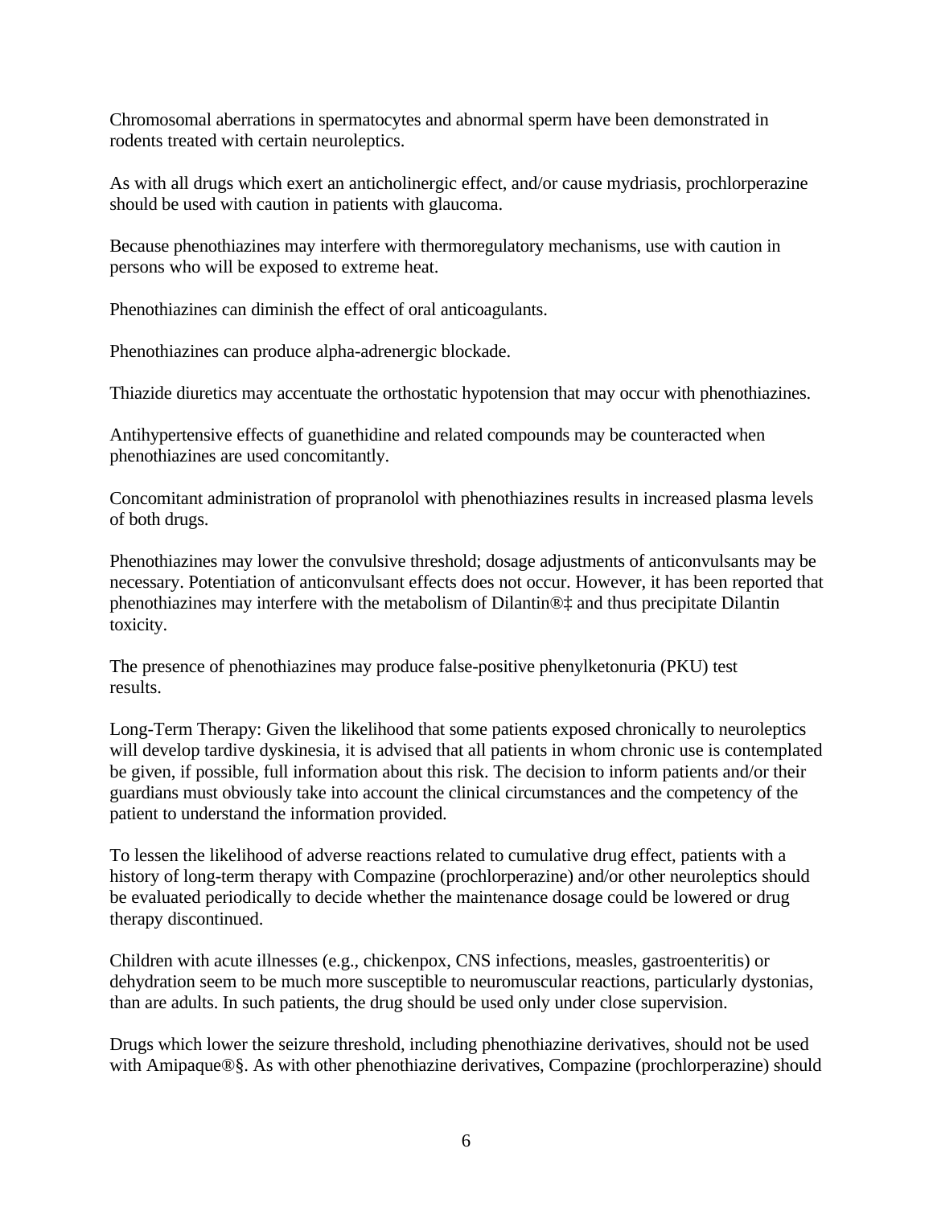Chromosomal aberrations in spermatocytes and abnormal sperm have been demonstrated in rodents treated with certain neuroleptics.

As with all drugs which exert an anticholinergic effect, and/or cause mydriasis, prochlorperazine should be used with caution in patients with glaucoma.

Because phenothiazines may interfere with thermoregulatory mechanisms, use with caution in persons who will be exposed to extreme heat.

Phenothiazines can diminish the effect of oral anticoagulants.

Phenothiazines can produce alpha-adrenergic blockade.

Thiazide diuretics may accentuate the orthostatic hypotension that may occur with phenothiazines.

Antihypertensive effects of guanethidine and related compounds may be counteracted when phenothiazines are used concomitantly.

Concomitant administration of propranolol with phenothiazines results in increased plasma levels of both drugs.

Phenothiazines may lower the convulsive threshold; dosage adjustments of anticonvulsants may be necessary. Potentiation of anticonvulsant effects does not occur. However, it has been reported that phenothiazines may interfere with the metabolism of Dilantin®‡ and thus precipitate Dilantin toxicity.

The presence of phenothiazines may produce false-positive phenylketonuria (PKU) test results.

Long-Term Therapy: Given the likelihood that some patients exposed chronically to neuroleptics will develop tardive dyskinesia, it is advised that all patients in whom chronic use is contemplated be given, if possible, full information about this risk. The decision to inform patients and/or their guardians must obviously take into account the clinical circumstances and the competency of the patient to understand the information provided.

To lessen the likelihood of adverse reactions related to cumulative drug effect, patients with a history of long-term therapy with Compazine (prochlorperazine) and/or other neuroleptics should be evaluated periodically to decide whether the maintenance dosage could be lowered or drug therapy discontinued.

Children with acute illnesses (e.g., chickenpox, CNS infections, measles, gastroenteritis) or dehydration seem to be much more susceptible to neuromuscular reactions, particularly dystonias, than are adults. In such patients, the drug should be used only under close supervision.

Drugs which lower the seizure threshold, including phenothiazine derivatives, should not be used with Amipaque®§. As with other phenothiazine derivatives, Compazine (prochlorperazine) should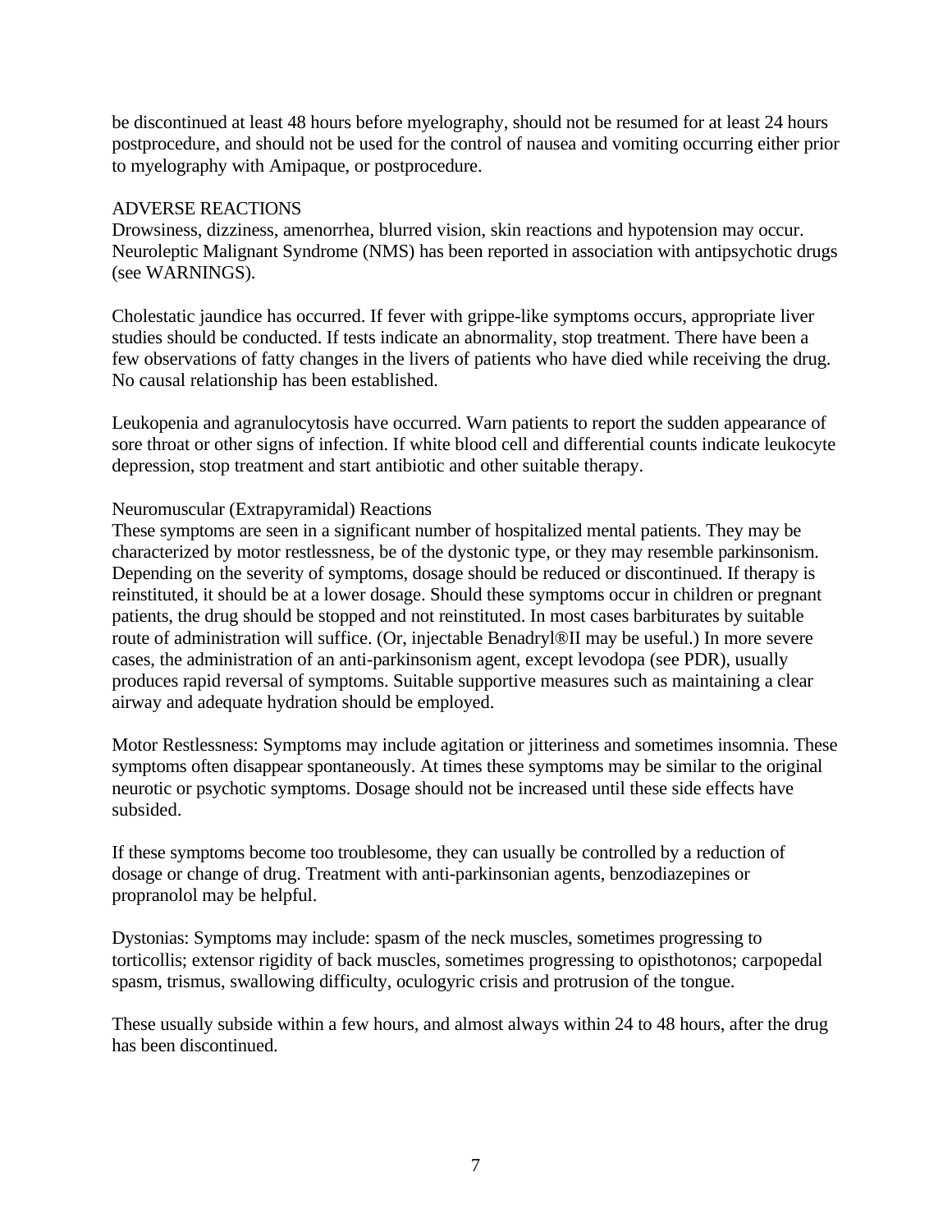be discontinued at least 48 hours before myelography, should not be resumed for at least 24 hours postprocedure, and should not be used for the control of nausea and vomiting occurring either prior to myelography with Amipaque, or postprocedure.

## ADVERSE REACTIONS

Drowsiness, dizziness, amenorrhea, blurred vision, skin reactions and hypotension may occur. Neuroleptic Malignant Syndrome (NMS) has been reported in association with antipsychotic drugs (see WARNINGS).

Cholestatic jaundice has occurred. If fever with grippe-like symptoms occurs, appropriate liver studies should be conducted. If tests indicate an abnormality, stop treatment. There have been a few observations of fatty changes in the livers of patients who have died while receiving the drug. No causal relationship has been established.

Leukopenia and agranulocytosis have occurred. Warn patients to report the sudden appearance of sore throat or other signs of infection. If white blood cell and differential counts indicate leukocyte depression, stop treatment and start antibiotic and other suitable therapy.

### Neuromuscular (Extrapyramidal) Reactions

These symptoms are seen in a significant number of hospitalized mental patients. They may be characterized by motor restlessness, be of the dystonic type, or they may resemble parkinsonism. Depending on the severity of symptoms, dosage should be reduced or discontinued. If therapy is reinstituted, it should be at a lower dosage. Should these symptoms occur in children or pregnant patients, the drug should be stopped and not reinstituted. In most cases barbiturates by suitable route of administration will suffice. (Or, injectable Benadryl®II may be useful.) In more severe cases, the administration of an anti-parkinsonism agent, except levodopa (see PDR), usually produces rapid reversal of symptoms. Suitable supportive measures such as maintaining a clear airway and adequate hydration should be employed.

Motor Restlessness: Symptoms may include agitation or jitteriness and sometimes insomnia. These symptoms often disappear spontaneously. At times these symptoms may be similar to the original neurotic or psychotic symptoms. Dosage should not be increased until these side effects have subsided.

If these symptoms become too troublesome, they can usually be controlled by a reduction of dosage or change of drug. Treatment with anti-parkinsonian agents, benzodiazepines or propranolol may be helpful.

Dystonias: Symptoms may include: spasm of the neck muscles, sometimes progressing to torticollis; extensor rigidity of back muscles, sometimes progressing to opisthotonos; carpopedal spasm, trismus, swallowing difficulty, oculogyric crisis and protrusion of the tongue.

These usually subside within a few hours, and almost always within 24 to 48 hours, after the drug has been discontinued.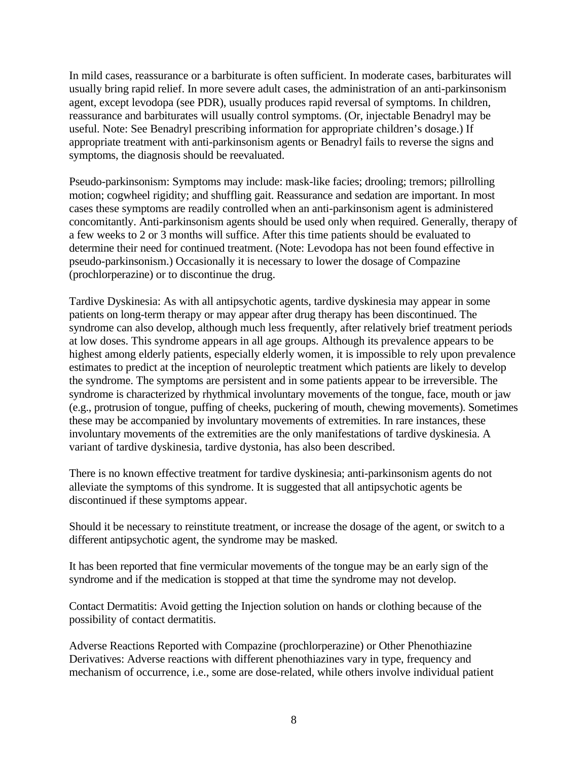In mild cases, reassurance or a barbiturate is often sufficient. In moderate cases, barbiturates will usually bring rapid relief. In more severe adult cases, the administration of an anti-parkinsonism agent, except levodopa (see PDR), usually produces rapid reversal of symptoms. In children, reassurance and barbiturates will usually control symptoms. (Or, injectable Benadryl may be useful. Note: See Benadryl prescribing information for appropriate children's dosage.) If appropriate treatment with anti-parkinsonism agents or Benadryl fails to reverse the signs and symptoms, the diagnosis should be reevaluated.

Pseudo-parkinsonism: Symptoms may include: mask-like facies; drooling; tremors; pillrolling motion; cogwheel rigidity; and shuffling gait. Reassurance and sedation are important. In most cases these symptoms are readily controlled when an anti-parkinsonism agent is administered concomitantly. Anti-parkinsonism agents should be used only when required. Generally, therapy of a few weeks to 2 or 3 months will suffice. After this time patients should be evaluated to determine their need for continued treatment. (Note: Levodopa has not been found effective in pseudo-parkinsonism.) Occasionally it is necessary to lower the dosage of Compazine (prochlorperazine) or to discontinue the drug.

Tardive Dyskinesia: As with all antipsychotic agents, tardive dyskinesia may appear in some patients on long-term therapy or may appear after drug therapy has been discontinued. The syndrome can also develop, although much less frequently, after relatively brief treatment periods at low doses. This syndrome appears in all age groups. Although its prevalence appears to be highest among elderly patients, especially elderly women, it is impossible to rely upon prevalence estimates to predict at the inception of neuroleptic treatment which patients are likely to develop the syndrome. The symptoms are persistent and in some patients appear to be irreversible. The syndrome is characterized by rhythmical involuntary movements of the tongue, face, mouth or jaw (e.g., protrusion of tongue, puffing of cheeks, puckering of mouth, chewing movements). Sometimes these may be accompanied by involuntary movements of extremities. In rare instances, these involuntary movements of the extremities are the only manifestations of tardive dyskinesia. A variant of tardive dyskinesia, tardive dystonia, has also been described.

There is no known effective treatment for tardive dyskinesia; anti-parkinsonism agents do not alleviate the symptoms of this syndrome. It is suggested that all antipsychotic agents be discontinued if these symptoms appear.

Should it be necessary to reinstitute treatment, or increase the dosage of the agent, or switch to a different antipsychotic agent, the syndrome may be masked.

It has been reported that fine vermicular movements of the tongue may be an early sign of the syndrome and if the medication is stopped at that time the syndrome may not develop.

Contact Dermatitis: Avoid getting the Injection solution on hands or clothing because of the possibility of contact dermatitis.

Adverse Reactions Reported with Compazine (prochlorperazine) or Other Phenothiazine Derivatives: Adverse reactions with different phenothiazines vary in type, frequency and mechanism of occurrence, i.e., some are dose-related, while others involve individual patient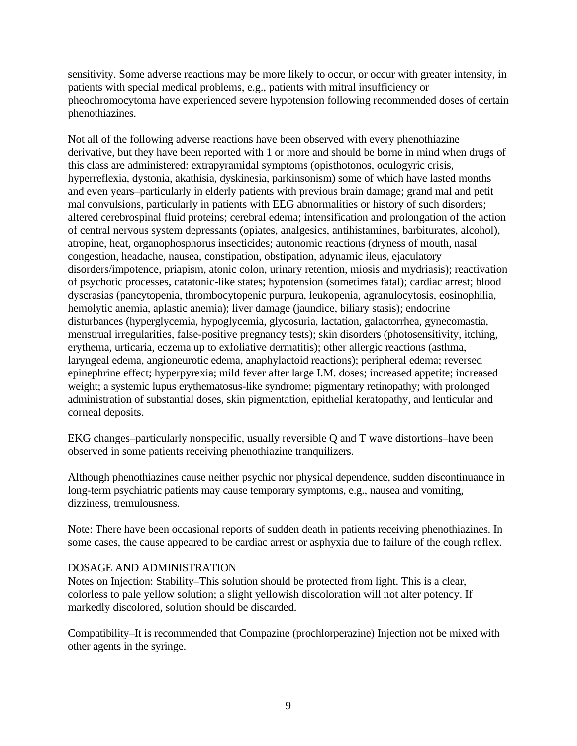sensitivity. Some adverse reactions may be more likely to occur, or occur with greater intensity, in patients with special medical problems, e.g., patients with mitral insufficiency or pheochromocytoma have experienced severe hypotension following recommended doses of certain phenothiazines.

Not all of the following adverse reactions have been observed with every phenothiazine derivative, but they have been reported with 1 or more and should be borne in mind when drugs of this class are administered: extrapyramidal symptoms (opisthotonos, oculogyric crisis, hyperreflexia, dystonia, akathisia, dyskinesia, parkinsonism) some of which have lasted months and even years–particularly in elderly patients with previous brain damage; grand mal and petit mal convulsions, particularly in patients with EEG abnormalities or history of such disorders; altered cerebrospinal fluid proteins; cerebral edema; intensification and prolongation of the action of central nervous system depressants (opiates, analgesics, antihistamines, barbiturates, alcohol), atropine, heat, organophosphorus insecticides; autonomic reactions (dryness of mouth, nasal congestion, headache, nausea, constipation, obstipation, adynamic ileus, ejaculatory disorders/impotence, priapism, atonic colon, urinary retention, miosis and mydriasis); reactivation of psychotic processes, catatonic-like states; hypotension (sometimes fatal); cardiac arrest; blood dyscrasias (pancytopenia, thrombocytopenic purpura, leukopenia, agranulocytosis, eosinophilia, hemolytic anemia, aplastic anemia); liver damage (jaundice, biliary stasis); endocrine disturbances (hyperglycemia, hypoglycemia, glycosuria, lactation, galactorrhea, gynecomastia, menstrual irregularities, false-positive pregnancy tests); skin disorders (photosensitivity, itching, erythema, urticaria, eczema up to exfoliative dermatitis); other allergic reactions (asthma, laryngeal edema, angioneurotic edema, anaphylactoid reactions); peripheral edema; reversed epinephrine effect; hyperpyrexia; mild fever after large I.M. doses; increased appetite; increased weight; a systemic lupus erythematosus-like syndrome; pigmentary retinopathy; with prolonged administration of substantial doses, skin pigmentation, epithelial keratopathy, and lenticular and corneal deposits.

EKG changes–particularly nonspecific, usually reversible Q and T wave distortions–have been observed in some patients receiving phenothiazine tranquilizers.

Although phenothiazines cause neither psychic nor physical dependence, sudden discontinuance in long-term psychiatric patients may cause temporary symptoms, e.g., nausea and vomiting, dizziness, tremulousness.

Note: There have been occasional reports of sudden death in patients receiving phenothiazines. In some cases, the cause appeared to be cardiac arrest or asphyxia due to failure of the cough reflex.

## DOSAGE AND ADMINISTRATION

Notes on Injection: Stability–This solution should be protected from light. This is a clear, colorless to pale yellow solution; a slight yellowish discoloration will not alter potency. If markedly discolored, solution should be discarded.

Compatibility–It is recommended that Compazine (prochlorperazine) Injection not be mixed with other agents in the syringe.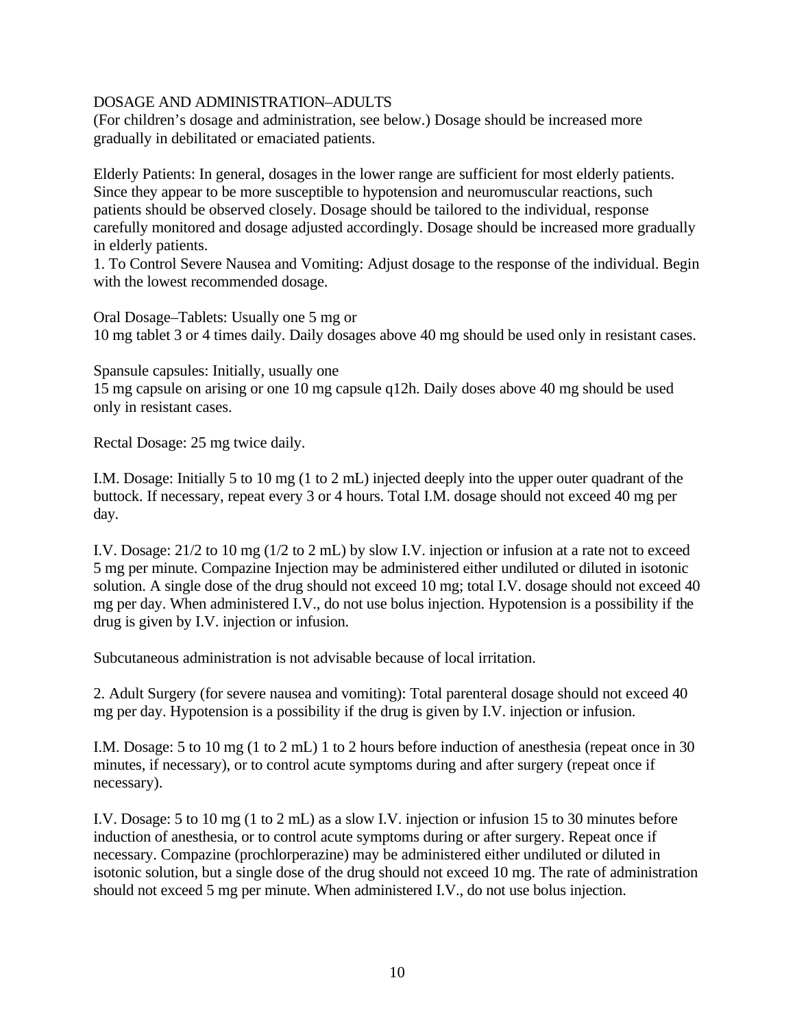## DOSAGE AND ADMINISTRATION–ADULTS

(For children's dosage and administration, see below.) Dosage should be increased more gradually in debilitated or emaciated patients.

Elderly Patients: In general, dosages in the lower range are sufficient for most elderly patients. Since they appear to be more susceptible to hypotension and neuromuscular reactions, such patients should be observed closely. Dosage should be tailored to the individual, response carefully monitored and dosage adjusted accordingly. Dosage should be increased more gradually in elderly patients.

1. To Control Severe Nausea and Vomiting: Adjust dosage to the response of the individual. Begin with the lowest recommended dosage.

Oral Dosage–Tablets: Usually one 5 mg or 10 mg tablet 3 or 4 times daily. Daily dosages above 40 mg should be used only in resistant cases.

Spansule capsules: Initially, usually one 15 mg capsule on arising or one 10 mg capsule q12h. Daily doses above 40 mg should be used only in resistant cases.

Rectal Dosage: 25 mg twice daily.

I.M. Dosage: Initially 5 to 10 mg (1 to 2 mL) injected deeply into the upper outer quadrant of the buttock. If necessary, repeat every 3 or 4 hours. Total I.M. dosage should not exceed 40 mg per day.

I.V. Dosage: 21/2 to 10 mg (1/2 to 2 mL) by slow I.V. injection or infusion at a rate not to exceed 5 mg per minute. Compazine Injection may be administered either undiluted or diluted in isotonic solution. A single dose of the drug should not exceed 10 mg; total I.V. dosage should not exceed 40 mg per day. When administered I.V., do not use bolus injection. Hypotension is a possibility if the drug is given by I.V. injection or infusion.

Subcutaneous administration is not advisable because of local irritation.

2. Adult Surgery (for severe nausea and vomiting): Total parenteral dosage should not exceed 40 mg per day. Hypotension is a possibility if the drug is given by I.V. injection or infusion.

I.M. Dosage: 5 to 10 mg (1 to 2 mL) 1 to 2 hours before induction of anesthesia (repeat once in 30 minutes, if necessary), or to control acute symptoms during and after surgery (repeat once if necessary).

I.V. Dosage: 5 to 10 mg (1 to 2 mL) as a slow I.V. injection or infusion 15 to 30 minutes before induction of anesthesia, or to control acute symptoms during or after surgery. Repeat once if necessary. Compazine (prochlorperazine) may be administered either undiluted or diluted in isotonic solution, but a single dose of the drug should not exceed 10 mg. The rate of administration should not exceed 5 mg per minute. When administered I.V., do not use bolus injection.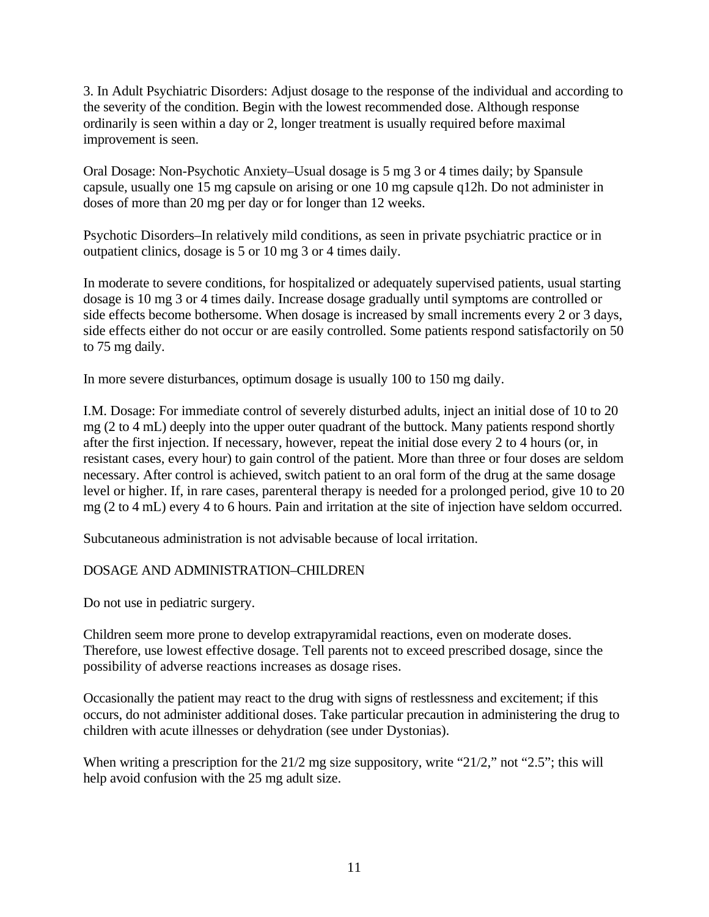3. In Adult Psychiatric Disorders: Adjust dosage to the response of the individual and according to the severity of the condition. Begin with the lowest recommended dose. Although response ordinarily is seen within a day or 2, longer treatment is usually required before maximal improvement is seen.

Oral Dosage: Non-Psychotic Anxiety–Usual dosage is 5 mg 3 or 4 times daily; by Spansule capsule, usually one 15 mg capsule on arising or one 10 mg capsule q12h. Do not administer in doses of more than 20 mg per day or for longer than 12 weeks.

Psychotic Disorders–In relatively mild conditions, as seen in private psychiatric practice or in outpatient clinics, dosage is 5 or 10 mg 3 or 4 times daily.

In moderate to severe conditions, for hospitalized or adequately supervised patients, usual starting dosage is 10 mg 3 or 4 times daily. Increase dosage gradually until symptoms are controlled or side effects become bothersome. When dosage is increased by small increments every 2 or 3 days, side effects either do not occur or are easily controlled. Some patients respond satisfactorily on 50 to 75 mg daily.

In more severe disturbances, optimum dosage is usually 100 to 150 mg daily.

I.M. Dosage: For immediate control of severely disturbed adults, inject an initial dose of 10 to 20 mg (2 to 4 mL) deeply into the upper outer quadrant of the buttock. Many patients respond shortly after the first injection. If necessary, however, repeat the initial dose every 2 to 4 hours (or, in resistant cases, every hour) to gain control of the patient. More than three or four doses are seldom necessary. After control is achieved, switch patient to an oral form of the drug at the same dosage level or higher. If, in rare cases, parenteral therapy is needed for a prolonged period, give 10 to 20 mg (2 to 4 mL) every 4 to 6 hours. Pain and irritation at the site of injection have seldom occurred.

Subcutaneous administration is not advisable because of local irritation.

DOSAGE AND ADMINISTRATION–CHILDREN

Do not use in pediatric surgery.

Children seem more prone to develop extrapyramidal reactions, even on moderate doses. Therefore, use lowest effective dosage. Tell parents not to exceed prescribed dosage, since the possibility of adverse reactions increases as dosage rises.

Occasionally the patient may react to the drug with signs of restlessness and excitement; if this occurs, do not administer additional doses. Take particular precaution in administering the drug to children with acute illnesses or dehydration (see under Dystonias).

When writing a prescription for the 21/2 mg size suppository, write “21/2,” not “2.5”; this will help avoid confusion with the 25 mg adult size.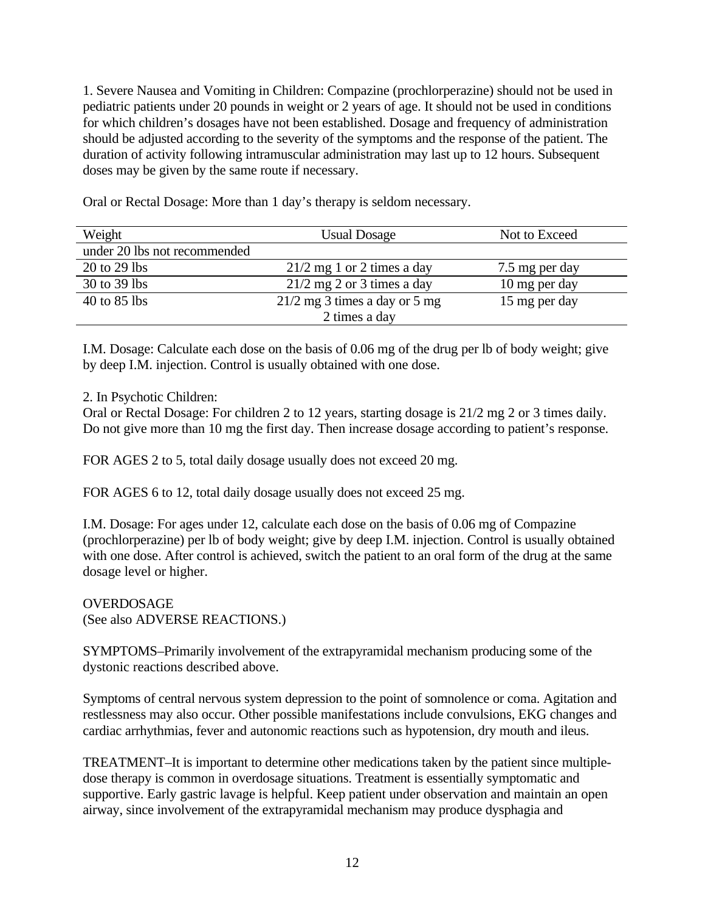1. Severe Nausea and Vomiting in Children: Compazine (prochlorperazine) should not be used in pediatric patients under 20 pounds in weight or 2 years of age. It should not be used in conditions for which children's dosages have not been established. Dosage and frequency of administration should be adjusted according to the severity of the symptoms and the response of the patient. The duration of activity following intramuscular administration may last up to 12 hours. Subsequent doses may be given by the same route if necessary.

Oral or Rectal Dosage: More than 1 day's therapy is seldom necessary.

| Weight | Usual Dosage | Not to Exceed |
|---|---|---|
| under 20 lbs not recommended | | |
| 20 to 29 lbs | 21/2 mg 1 or 2 times a day | 7.5 mg per day |
| 30 to 39 lbs | 21/2 mg 2 or 3 times a day | 10 mg per day |
| 40 to 85 lbs | 21/2 mg 3 times a day or 5 mg 2 times a day | 15 mg per day |

I.M. Dosage: Calculate each dose on the basis of 0.06 mg of the drug per lb of body weight; give by deep I.M. injection. Control is usually obtained with one dose.

2. In Psychotic Children:
Oral or Rectal Dosage: For children 2 to 12 years, starting dosage is 21/2 mg 2 or 3 times daily. Do not give more than 10 mg the first day. Then increase dosage according to patient's response.

FOR AGES 2 to 5, total daily dosage usually does not exceed 20 mg.

FOR AGES 6 to 12, total daily dosage usually does not exceed 25 mg.

I.M. Dosage: For ages under 12, calculate each dose on the basis of 0.06 mg of Compazine (prochlorperazine) per lb of body weight; give by deep I.M. injection. Control is usually obtained with one dose. After control is achieved, switch the patient to an oral form of the drug at the same dosage level or higher.

OVERDOSAGE
(See also ADVERSE REACTIONS.)

SYMPTOMS–Primarily involvement of the extrapyramidal mechanism producing some of the dystonic reactions described above.

Symptoms of central nervous system depression to the point of somnolence or coma. Agitation and restlessness may also occur. Other possible manifestations include convulsions, EKG changes and cardiac arrhythmias, fever and autonomic reactions such as hypotension, dry mouth and ileus.

TREATMENT–It is important to determine other medications taken by the patient since multiple-dose therapy is common in overdosage situations. Treatment is essentially symptomatic and supportive. Early gastric lavage is helpful. Keep patient under observation and maintain an open airway, since involvement of the extrapyramidal mechanism may produce dysphagia and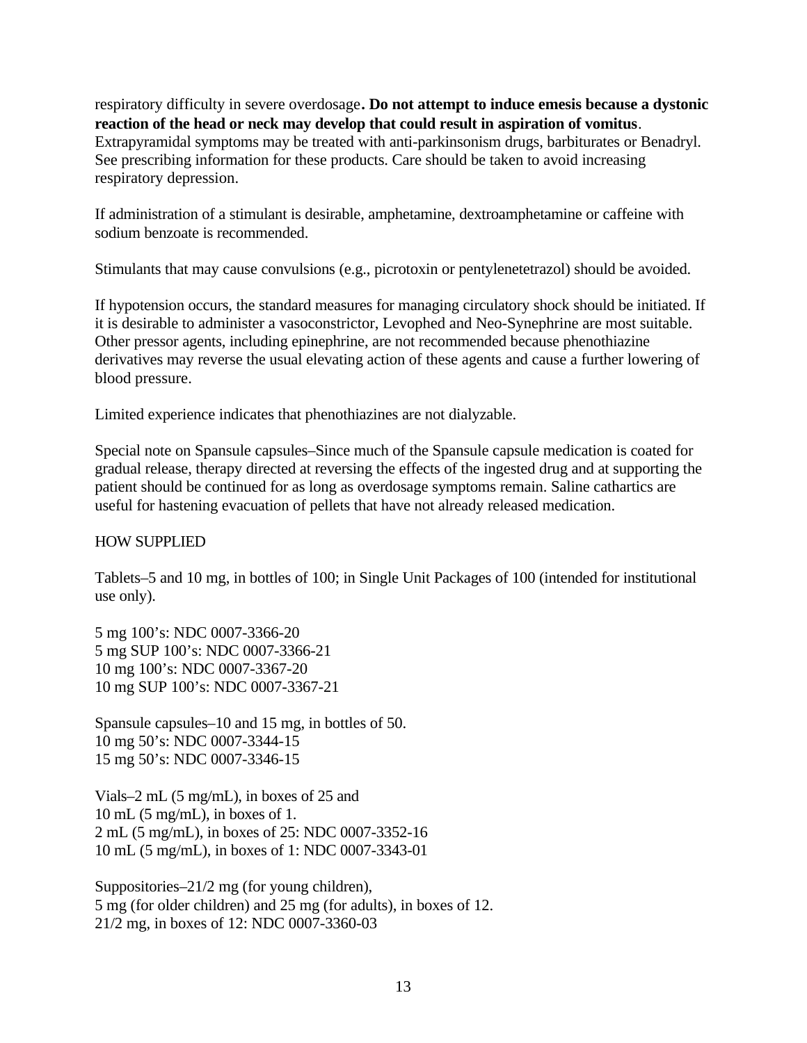respiratory difficulty in severe overdosage**. Do not attempt to induce emesis because a dystonic reaction of the head or neck may develop that could result in aspiration of vomitus**. Extrapyramidal symptoms may be treated with anti-parkinsonism drugs, barbiturates or Benadryl. See prescribing information for these products. Care should be taken to avoid increasing respiratory depression.

If administration of a stimulant is desirable, amphetamine, dextroamphetamine or caffeine with sodium benzoate is recommended.

Stimulants that may cause convulsions (e.g., picrotoxin or pentylenetetrazol) should be avoided.

If hypotension occurs, the standard measures for managing circulatory shock should be initiated. If it is desirable to administer a vasoconstrictor, Levophed and Neo-Synephrine are most suitable. Other pressor agents, including epinephrine, are not recommended because phenothiazine derivatives may reverse the usual elevating action of these agents and cause a further lowering of blood pressure.

Limited experience indicates that phenothiazines are not dialyzable.

Special note on Spansule capsules–Since much of the Spansule capsule medication is coated for gradual release, therapy directed at reversing the effects of the ingested drug and at supporting the patient should be continued for as long as overdosage symptoms remain. Saline cathartics are useful for hastening evacuation of pellets that have not already released medication.

HOW SUPPLIED

Tablets–5 and 10 mg, in bottles of 100; in Single Unit Packages of 100 (intended for institutional use only).

5 mg 100's: NDC 0007-3366-20
5 mg SUP 100's: NDC 0007-3366-21
10 mg 100's: NDC 0007-3367-20
10 mg SUP 100's: NDC 0007-3367-21

Spansule capsules–10 and 15 mg, in bottles of 50.
10 mg 50's: NDC 0007-3344-15
15 mg 50's: NDC 0007-3346-15

Vials–2 mL (5 mg/mL), in boxes of 25 and
10 mL (5 mg/mL), in boxes of 1.
2 mL (5 mg/mL), in boxes of 25: NDC 0007-3352-16
10 mL (5 mg/mL), in boxes of 1: NDC 0007-3343-01

Suppositories–21/2 mg (for young children),
5 mg (for older children) and 25 mg (for adults), in boxes of 12.
21/2 mg, in boxes of 12: NDC 0007-3360-03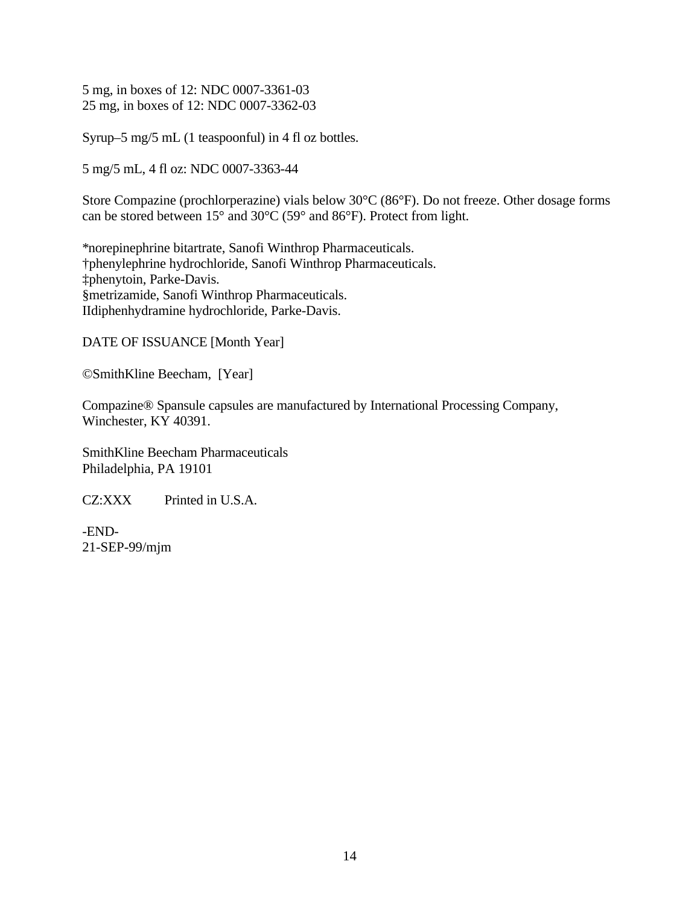5 mg, in boxes of 12: NDC 0007-3361-03
25 mg, in boxes of 12: NDC 0007-3362-03

Syrup–5 mg/5 mL (1 teaspoonful) in 4 fl oz bottles.

5 mg/5 mL, 4 fl oz: NDC 0007-3363-44

Store Compazine (prochlorperazine) vials below 30°C (86°F). Do not freeze. Other dosage forms can be stored between 15° and 30°C (59° and 86°F). Protect from light.

*norepinephrine bitartrate, Sanofi Winthrop Pharmaceuticals.
†phenylephrine hydrochloride, Sanofi Winthrop Pharmaceuticals.
‡phenytoin, Parke-Davis.
§metrizamide, Sanofi Winthrop Pharmaceuticals.
IIdiphenhydramine hydrochloride, Parke-Davis.

DATE OF ISSUANCE [Month Year]

©SmithKline Beecham, [Year]

Compazine® Spansule capsules are manufactured by International Processing Company, Winchester, KY 40391.

SmithKline Beecham Pharmaceuticals
Philadelphia, PA 19101

CZ:XXX Printed in U.S.A.

-END-
21-SEP-99/mjm